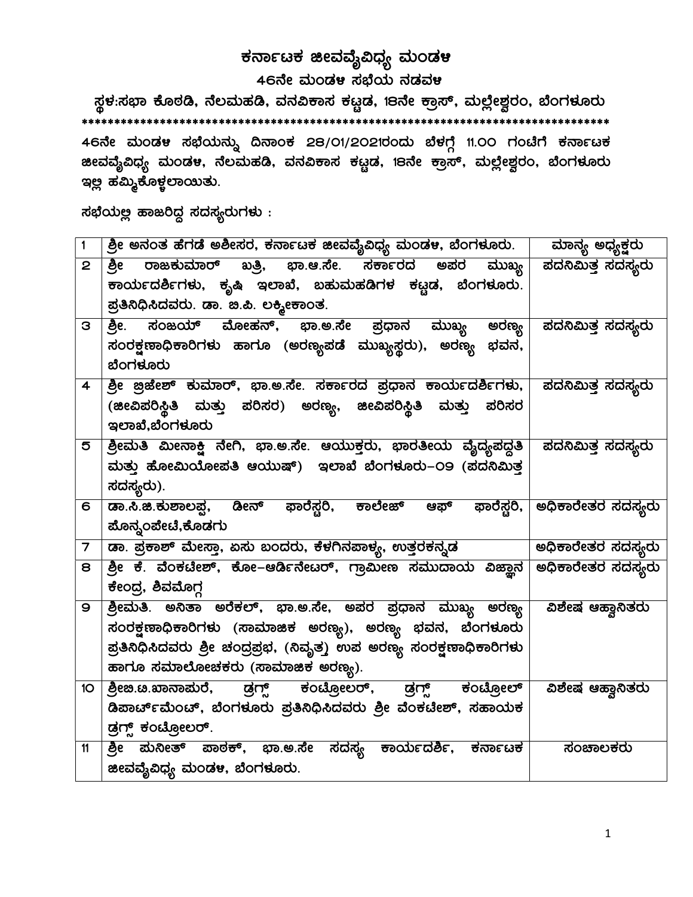# ಕರ್ನಾಟಕ ಜೀವವೈವಿಧ್ಯ ಮಂಡಳಿ

## 46ನೇ ಮಂಡಳಿ ಸಭೆಯ ನಡವಳಿ

### ಸ್ಥಳ:ಸಭಾ ಕೊಠಡಿ, ನೆಲಮಹಡಿ, ವನವಿಕಾಸ ಕಟ್ಟಡ, 18ನೇ ಕ್ರಾಸ್, ಮಲ್ಲೇಶ್ವರಂ, ಬೆಂಗಳೂರು

**********************************************************************************

46ನೇ ಮಂಡಳಿ ಸಭೆಯನ್ನು ದಿನಾಂಕ 28/01/2021ರಂದು ಬೆಳಗ್ಗೆ 11.00 ಗಂಟೆಗೆ ಕರ್ನಾಟಕ ಜೀವವೈವಿಧ್ಯ ಮಂಡಳಿ, ನೆಲಮಹಡಿ, ವನವಿಕಾಸ ಕಟ್ಟಡ, 18ನೇ ಕ್ರಾಸ್, ಮಲ್ಲೇಶ್ವರಂ, ಬೆಂಗಳೂರು ಇಲ್ಲಿ ಹಮ್ಮಿಕೊಳ್ಳಲಾಯಿತು.

ಸಭೆಯಲ್ಲಿ ಹಾಜರಿದ್ದ ಸದಸ್ಯರುಗಳು :

| | | |
|---|---|---|
| 1 | ಶ್ರೀ ಅನಂತ ಹೆಗಡೆ ಅಶೀಸರ, ಕರ್ನಾಟಕ ಜೀವವೈವಿಧ್ಯ ಮಂಡಳಿ, ಬೆಂಗಳೂರು. | ಮಾನ್ಯ ಅಧ್ಯಕ್ಷರು |
| 2 | ಶ್ರೀ ರಾಜಕುಮಾರ್ ಖತ್ರಿ, ಭಾ.ಆ.ಸೇ. ಸರ್ಕಾರದ ಅಪರ ಮುಖ್ಯ ಕಾರ್ಯದರ್ಶಿಗಳು, ಕೃಷಿ ಇಲಾಖೆ, ಬಹುಮಹಡಿಗಳ ಕಟ್ಟಡ, ಬೆಂಗಳೂರು. ಪ್ರತಿನಿಧಿಸಿದವರು. ಡಾ. ಬಿ.ಪಿ. ಲಕ್ಮೀಕಾಂತ. | ಪದನಿಮಿತ್ತ ಸದಸ್ಯರು |
| 3 | ಶ್ರೀ. ಸಂಜಯ್ ಮೋಹನ್, ಭಾ.ಅ.ಸೇ ಪ್ರಧಾನ ಮುಖ್ಯ ಅರಣ್ಯ ಸಂರಕ್ಷಣಾಧಿಕಾರಿಗಳು ಹಾಗೂ (ಅರಣ್ಯಪಡೆ ಮುಖ್ಯಸ್ಥರು), ಅರಣ್ಯ ಭವನ, ಬೆಂಗಳೂರು | ಪದನಿಮಿತ್ತ ಸದಸ್ಯರು |
| 4 | ಶ್ರೀ ಬ್ರಿಜೇಶ್ ಕುಮಾರ್, ಭಾ.ಅ.ಸೇ. ಸರ್ಕಾರದ ಪ್ರಧಾನ ಕಾರ್ಯದರ್ಶಿಗಳು, (ಜೀವಿಪರಿಸ್ಥಿತಿ ಮತ್ತು ಪರಿಸರ) ಅರಣ್ಯ, ಜೀವಿಪರಿಸ್ಥಿತಿ ಮತ್ತು ಪರಿಸರ ಇಲಾಖೆ,ಬೆಂಗಳೂರು | ಪದನಿಮಿತ್ತ ಸದಸ್ಯರು |
| 5 | ಶ್ರೀಮತಿ ಮೀನಾಕ್ಷಿ ನೇಗಿ, ಭಾ.ಅ.ಸೇ. ಆಯುಕ್ತರು, ಭಾರತೀಯ ವೈದ್ಯಪದ್ಧತಿ ಮತ್ತು ಹೋಮಿಯೋಪತಿ ಆಯುಷ್) ಇಲಾಖೆ ಬೆಂಗಳೂರು-09 (ಪದನಿಮಿತ್ತ ಸದಸ್ಯರು). | ಪದನಿಮಿತ್ತ ಸದಸ್ಯರು |
| 6 | ಡಾ.ಸಿ.ಜಿ.ಕುಶಾಲಪ್ಪ, ಡೀನ್ ಫಾರೆಸ್ಟರಿ, ಕಾಲೇಜ್ ಆಫ್ ಫಾರೆಸ್ಟರಿ, ಪೊನ್ನಂಪೇಟೆ,ಕೊಡಗು | ಅಧಿಕಾರೇತರ ಸದಸ್ಯರು |
| 7 | ಡಾ. ಪ್ರಕಾಶ್ ಮೇಸ್ತಾ, ಏಸು ಬಂದರು, ಕೆಳಗಿನಪಾಳ್ಯ, ಉತ್ತರಕನ್ನಡ | ಅಧಿಕಾರೇತರ ಸದಸ್ಯರು |
| 8 | ಶ್ರೀ ಕೆ. ವೆಂಕಟೇಶ್, ಕೋ-ಆರ್ಡಿನೇಟರ್, ಗ್ರಾಮೀಣ ಸಮುದಾಯ ವಿಜ್ಞಾನ ಕೇಂದ್ರ, ಶಿವಮೊಗ್ಗ | ಅಧಿಕಾರೇತರ ಸದಸ್ಯರು |
| 9 | ಶ್ರೀಮತಿ. ಅನಿತಾ ಅರೆಕಲ್, ಭಾ.ಅ.ಸೇ, ಅಪರ ಪ್ರಧಾನ ಮುಖ್ಯ ಅರಣ್ಯ ಸಂರಕ್ಷಣಾಧಿಕಾರಿಗಳು (ಸಾಮಾಜಿಕ ಅರಣ್ಯ), ಅರಣ್ಯ ಭವನ, ಬೆಂಗಳೂರು ಪ್ರತಿನಿಧಿಸಿದವರು ಶ್ರೀ ಚಂದ್ರಪ್ರಭ, (ನಿವೃತ್ತ) ಉಪ ಅರಣ್ಯ ಸಂರಕ್ಷಣಾಧಿಕಾರಿಗಳು ಹಾಗೂ ಸಮಾಲೋಚಕರು (ಸಾಮಾಜಿಕ ಅರಣ್ಯ). | ವಿಶೇಷ ಆಹ್ವಾನಿತರು |
| 10 | ಶ್ರೀಬಿ.ಟಿ.ಖಾನಾಪುರೆ, ಡ್ರಗ್ಸ್ ಕಂಟ್ರೋಲರ್, ಡ್ರಗ್ಸ್ ಕಂಟ್ರೋಲ್ ಡಿಪಾರ್ಟ್‌ಮೆಂಟ್, ಬೆಂಗಳೂರು ಪ್ರತಿನಿಧಿಸಿದವರು ಶ್ರೀ ವೆಂಕಟೇಶ್, ಸಹಾಯಕ ಡ್ರಗ್ಸ್ ಕಂಟ್ರೋಲರ್. | ವಿಶೇಷ ಆಹ್ವಾನಿತರು |
| 11 | ಶ್ರೀ ಪುನೀತ್ ಪಾಠಕ್, ಭಾ.ಅ.ಸೇ ಸದಸ್ಯ ಕಾರ್ಯದರ್ಶಿ, ಕರ್ನಾಟಕ ಜೀವವೈವಿಧ್ಯ ಮಂಡಳಿ, ಬೆಂಗಳೂರು. | ಸಂಚಾಲಕರು |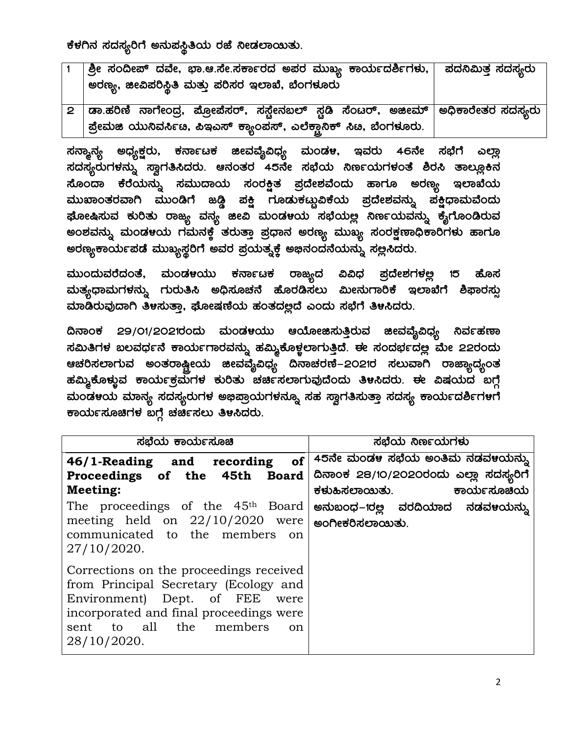ಕೆಳಗಿನ ಸದಸ್ಯರಿಗೆ ಅನುಪಸ್ಥಿತಿಯ ರಜೆ ನೀಡಲಾಯಿತು.

| | | |
|---|---|---|
| 1 | ಶ್ರೀ ಸಂದೀಪ್ ದವೇ, ಭಾ.ಆ.ಸೇ.ಸರ್ಕಾರದ ಅಪರ ಮುಖ್ಯ ಕಾರ್ಯದರ್ಶಿಗಳು, ಅರಣ್ಯ, ಜೀವಿಪರಿಸ್ಥಿತಿ ಮತ್ತು ಪರಿಸರ ಇಲಾಖೆ, ಬೆಂಗಳೂರು | ಪದನಿಮಿತ್ತ ಸದಸ್ಯರು |
| 2 | ಡಾ.ಹರಿಣಿ ನಾಗೇಂದ್ರ, ಪ್ರೊಫೆಸರ್, ಸಸ್ಟೇನಬಲ್ ಸ್ಟಡಿ ಸೆಂಟರ್, ಅಜೀಮ್ ಪ್ರೇಮಜಿ ಯುನಿವರ್ಸಿಟಿ, ಪಿಇಎಸ್ ಕ್ಯಾಂಪಸ್, ಎಲೆಕ್ಟ್ರಾನಿಕ್ ಸಿಟಿ, ಬೆಂಗಳೂರು. | ಅಧಿಕಾರೇತರ ಸದಸ್ಯರು |

ಸನ್ಮಾನ್ಯ ಅಧ್ಯಕ್ಷರು, ಕರ್ನಾಟಕ ಜೀವವೈವಿಧ್ಯ ಮಂಡಳಿ, ಇವರು 46ನೇ ಸಭೆಗೆ ಎಲ್ಲಾ ಸದಸ್ಯರುಗಳನ್ನು ಸ್ವಾಗತಿಸಿದರು. ಆನಂತರ 45ನೇ ಸಭೆಯ ನಿರ್ಣಯಗಳಂತೆ ಶಿರಸಿ ತಾಲ್ಲೂಕಿನ ಸೊಂದಾ ಕೆರೆಯನ್ನು ಸಮುದಾಯ ಸಂರಕ್ಷಿತ ಪ್ರದೇಶವೆಂದು ಹಾಗೂ ಅರಣ್ಯ ಇಲಾಖೆಯ ಮುಖಾಂತರವಾಗಿ ಮುಂಡಿಗೆ ಜಡ್ಡಿ ಪಕ್ಷಿ ಗೂಡುಕಟ್ಟುವಿಕೆಯ ಪ್ರದೇಶವನ್ನು ಪಕ್ಷಿಧಾಮವೆಂದು ಘೋಷಿಸುವ ಕುರಿತು ರಾಜ್ಯ ವನ್ಯ ಜೀವಿ ಮಂಡಳಿಯ ಸಭೆಯಲ್ಲಿ ನಿರ್ಣಯವನ್ನು ಕೈಗೊಂಡಿರುವ ಅಂಶವನ್ನು ಮಂಡಳಿಯ ಗಮನಕ್ಕೆ ತರುತ್ತಾ ಪ್ರಧಾನ ಅರಣ್ಯ ಮುಖ್ಯ ಸಂರಕ್ಷಣಾಧಿಕಾರಿಗಳು ಹಾಗೂ ಅರಣ್ಯಕಾರ್ಯಪಡೆ ಮುಖ್ಯಸ್ಥರಿಗೆ ಅವರ ಪ್ರಯತ್ನಕ್ಕೆ ಅಭಿನಂದನೆಯನ್ನು ಸಲ್ಲಿಸಿದರು.

ಮುಂದುವರೆದಂತೆ, ಮಂಡಳಿಯು ಕರ್ನಾಟಕ ರಾಜ್ಯದ ವಿವಿಧ ಪ್ರದೇಶಗಳಲ್ಲಿ 15 ಹೊಸ ಮತ್ಸ್ಯಧಾಮಗಳನ್ನು ಗುರುತಿಸಿ ಅಧಿಸೂಚನೆ ಹೊರಡಿಸಲು ಮೀನುಗಾರಿಕೆ ಇಲಾಖೆಗೆ ಶಿಫಾರಸ್ಸು ಮಾಡಿರುವುದಾಗಿ ತಿಳಿಸುತ್ತಾ, ಘೋಷಣೆಯ ಹಂತದಲ್ಲಿದೆ ಎಂದು ಸಭೆಗೆ ತಿಳಿಸಿದರು.

ದಿನಾಂಕ 29/01/2021ರಂದು ಮಂಡಳಿಯು ಆಯೋಜಿಸುತ್ತಿರುವ ಜೀವವೈವಿಧ್ಯ ನಿರ್ವಹಣಾ ಸಮಿತಿಗಳ ಬಲವರ್ಧನೆ ಕಾರ್ಯಾಗಾರವನ್ನು ಹಮ್ಮಿಕೊಳ್ಳಲಾಗುತ್ತಿದೆ. ಈ ಸಂದರ್ಭದಲ್ಲಿ ಮೇ 22ರಂದು ಆಚರಿಸಲಾಗುವ ಅಂತರಾಷ್ಟ್ರೀಯ ಜೀವವೈವಿಧ್ಯ ದಿನಾಚರಣೆ-2021ರ ಸಲುವಾಗಿ ರಾಜ್ಯಾದ್ಯಂತ ಹಮ್ಮಿಕೊಳ್ಳುವ ಕಾರ್ಯಕ್ರಮಗಳ ಕುರಿತು ಚರ್ಚಿಸಲಾಗುವುದೆಂದು ತಿಳಿಸಿದರು. ಈ ವಿಷಯದ ಬಗ್ಗೆ ಮಂಡಳಿಯ ಮಾನ್ಯ ಸದಸ್ಯರುಗಳ ಅಭಿಪ್ರಾಯಗಳನ್ನೂ ಸಹ ಸ್ವಾಗತಿಸುತ್ತಾ ಸದಸ್ಯ ಕಾರ್ಯದರ್ಶಿಗಳಿಗೆ ಕಾರ್ಯಸೂಚಿಗಳ ಬಗ್ಗೆ ಚರ್ಚಿಸಲು ತಿಳಿಸಿದರು.

| ಸಭೆಯ ಕಾರ್ಯಸೂಚಿ | ಸಭೆಯ ನಿರ್ಣಯಗಳು |
|---|---|
| **46/1-Reading and recording of Proceedings of the 45th Board Meeting:**<br>The proceedings of the 45th Board meeting held on 22/10/2020 were communicated to the members on 27/10/2020.<br><br>Corrections on the proceedings received from Principal Secretary (Ecology and Environment) Dept. of FEE were incorporated and final proceedings were sent to all the members on 28/10/2020. | 45ನೇ ಮಂಡಳಿ ಸಭೆಯ ಅಂತಿಮ ನಡವಳಿಯನ್ನು ದಿನಾಂಕ 28/10/2020ರಂದು ಎಲ್ಲಾ ಸದಸ್ಯರಿಗೆ ಕಳುಹಿಸಲಾಯಿತು. ಕಾರ್ಯಸೂಚಿಯ ಅನುಬಂಧ-1ರಲ್ಲಿ ವರದಿಯಾದ ನಡವಳಿಯನ್ನು ಅಂಗೀಕರಿಸಲಾಯಿತು. |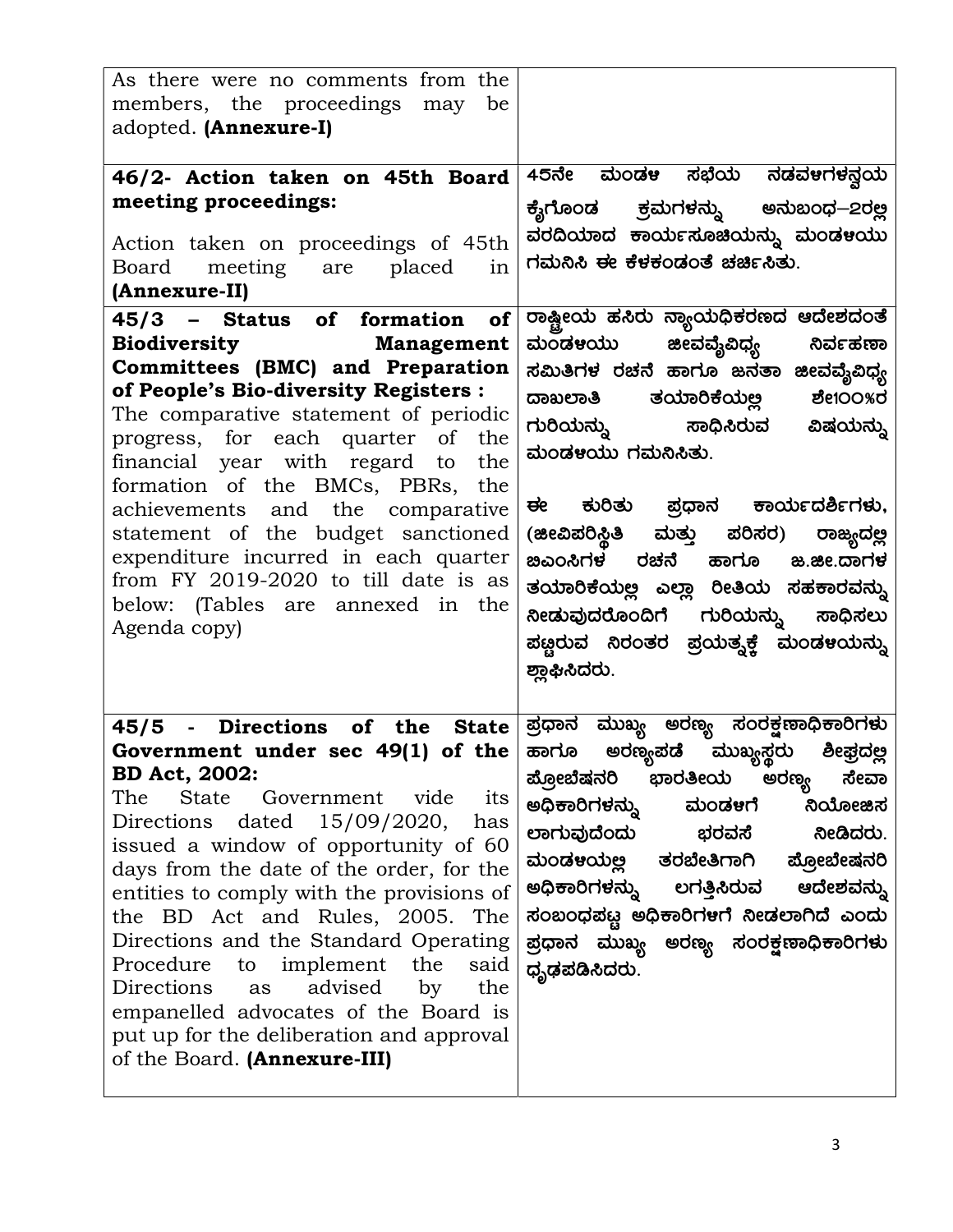| | |
|---|---|
| As there were no comments from the members, the proceedings may be adopted. **(Annexure-I)** | |
| **46/2- Action taken on 45th Board meeting proceedings:**<br><br>Action taken on proceedings of 45th Board meeting are placed in **(Annexure-II)** | 45ನೇ ಮಂಡಳಿ ಸಭೆಯ ನಡವಳಿಗಳನ್ವಯ ಕೈಗೊಂಡ ಕ್ರಮಗಳನ್ನು ಅನುಬಂಧ–2ರಲ್ಲಿ ವರದಿಯಾದ ಕಾರ್ಯಸೂಚಿಯನ್ನು ಮಂಡಳಿಯು ಗಮನಿಸಿ ಈ ಕೆಳಕಂಡಂತೆ ಚರ್ಚಿಸಿತು. |
| **45/3 – Status of formation of Biodiversity Management Committees (BMC) and Preparation of People's Bio-diversity Registers :**<br>The comparative statement of periodic progress, for each quarter of the financial year with regard to the formation of the BMCs, PBRs, the achievements and the comparative statement of the budget sanctioned expenditure incurred in each quarter from FY 2019-2020 to till date is as below: (Tables are annexed in the Agenda copy) | ರಾಷ್ಟ್ರೀಯ ಹಸಿರು ನ್ಯಾಯಧಿಕರಣದ ಆದೇಶದಂತೆ ಮಂಡಳಿಯು ಜೀವವೈವಿಧ್ಯ ನಿರ್ವಹಣಾ ಸಮಿತಿಗಳ ರಚನೆ ಹಾಗೂ ಜನತಾ ಜೀವವೈವಿಧ್ಯ ದಾಖಲಾತಿ ತಯಾರಿಕೆಯಲ್ಲಿ ಶೇ100%ರ ಗುರಿಯನ್ನು ಸಾಧಿಸಿರುವ ವಿಷಯವನ್ನು ಮಂಡಳಿಯು ಗಮನಿಸಿತು.<br><br>ಈ ಕುರಿತು ಪ್ರಧಾನ ಕಾರ್ಯದರ್ಶಿಗಳು, (ಜೀವಿಪರಿಸ್ಥಿತಿ ಮತ್ತು ಪರಿಸರ) ರಾಜ್ಯದಲ್ಲಿ ಬಿಎಂಸಿಗಳ ರಚನೆ ಹಾಗೂ ಜ.ಜೀ.ದಾಗಳ ತಯಾರಿಕೆಯಲ್ಲಿ ಎಲ್ಲಾ ರೀತಿಯ ಸಹಕಾರವನ್ನು ನೀಡುವುದರೊಂದಿಗೆ ಗುರಿಯನ್ನು ಸಾಧಿಸಲು ಪಟ್ಟಿರುವ ನಿರಂತರ ಪ್ರಯತ್ನಕ್ಕೆ ಮಂಡಳಿಯನ್ನು ಶ್ಲಾಘಿಸಿದರು. |
| **45/5 - Directions of the State Government under sec 49(1) of the BD Act, 2002:**<br>The State Government vide its Directions dated 15/09/2020, has issued a window of opportunity of 60 days from the date of the order, for the entities to comply with the provisions of the BD Act and Rules, 2005. The Directions and the Standard Operating Procedure to implement the said Directions as advised by the empanelled advocates of the Board is put up for the deliberation and approval of the Board. **(Annexure-III)** | ಪ್ರಧಾನ ಮುಖ್ಯ ಅರಣ್ಯ ಸಂರಕ್ಷಣಾಧಿಕಾರಿಗಳು ಹಾಗೂ ಅರಣ್ಯಪಡೆ ಮುಖ್ಯಸ್ಥರು ಶೀಘ್ರದಲ್ಲಿ ಪ್ರೋಬೆಷನರಿ ಭಾರತೀಯ ಅರಣ್ಯ ಸೇವಾ ಅಧಿಕಾರಿಗಳನ್ನು ಮಂಡಳಿಗೆ ನಿಯೋಜಿಸ ಲಾಗುವುದೆಂದು ಭರವಸೆ ನೀಡಿದರು. ಮಂಡಳಿಯಲ್ಲಿ ತರಬೇತಿಗಾಗಿ ಪ್ರೋಬೇಷನರಿ ಅಧಿಕಾರಿಗಳನ್ನು ಲಗತ್ತಿಸಿರುವ ಆದೇಶವನ್ನು ಸಂಬಂಧಪಟ್ಟ ಅಧಿಕಾರಿಗಳಿಗೆ ನೀಡಲಾಗಿದೆ ಎಂದು ಪ್ರಧಾನ ಮುಖ್ಯ ಅರಣ್ಯ ಸಂರಕ್ಷಣಾಧಿಕಾರಿಗಳು ಧೃಢಪಡಿಸಿದರು. |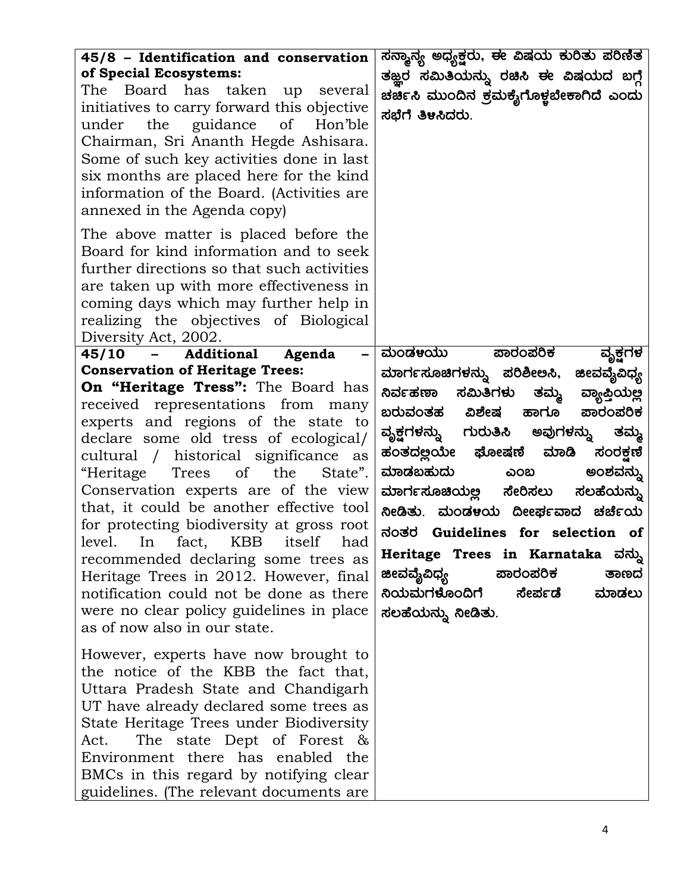| | |
|---|---|
| **45/8 – Identification and conservation of Special Ecosystems:**<br>The Board has taken up several initiatives to carry forward this objective under the guidance of Hon'ble Chairman, Sri Ananth Hegde Ashisara. Some of such key activities done in last six months are placed here for the kind information of the Board. (Activities are annexed in the Agenda copy)<br><br>The above matter is placed before the Board for kind information and to seek further directions so that such activities are taken up with more effectiveness in coming days which may further help in realizing the objectives of Biological Diversity Act, 2002. | ಸನ್ಮಾನ್ಯ ಅಧ್ಯಕ್ಷರು, ಈ ವಿಷಯ ಕುರಿತು ಪರಿಣಿತ ತಜ್ಞರ ಸಮಿತಿಯನ್ನು ರಚಿಸಿ ಈ ವಿಷಯದ ಬಗ್ಗೆ ಚರ್ಚಿಸಿ ಮುಂದಿನ ಕ್ರಮಕೈಗೊಳ್ಳಬೇಕಾಗಿದೆ ಎಂದು ಸಭೆಗೆ ತಿಳಿಸಿದರು. |
| **45/10 – Additional Agenda – Conservation of Heritage Trees:**<br>**On "Heritage Tress":** The Board has received representations from many experts and regions of the state to declare some old tress of ecological/ cultural / historical significance as "Heritage Trees of the State". Conservation experts are of the view that, it could be another effective tool for protecting biodiversity at gross root level. In fact, KBB itself had recommended declaring some trees as Heritage Trees in 2012. However, final notification could not be done as there were no clear policy guidelines in place as of now also in our state.<br><br>However, experts have now brought to the notice of the KBB the fact that, Uttara Pradesh State and Chandigarh UT have already declared some trees as State Heritage Trees under Biodiversity Act. The state Dept of Forest & Environment there has enabled the BMCs in this regard by notifying clear guidelines. (The relevant documents are | ಮಂಡಳಿಯು ಪಾರಂಪರಿಕ ವೃಕ್ಷಗಳ ಮಾರ್ಗಸೂಚಿಗಳನ್ನು ಪರಿಶೀಲಿಸಿ, ಜೀವವೈವಿಧ್ಯ ನಿರ್ವಹಣಾ ಸಮಿತಿಗಳು ತಮ್ಮ ವ್ಯಾಪ್ತಿಯಲ್ಲಿ ಬರುವಂತಹ ವಿಶೇಷ ಹಾಗೂ ಪಾರಂಪರಿಕ ವೃಕ್ಷಗಳನ್ನು ಗುರುತಿಸಿ ಅವುಗಳನ್ನು ತಮ್ಮ ಹಂತದಲ್ಲಿಯೇ ಘೋಷಣೆ ಮಾಡಿ ಸಂರಕ್ಷಣೆ ಮಾಡಬಹುದು ಎಂಬ ಅಂಶವನ್ನು ಮಾರ್ಗಸೂಚಿಯಲ್ಲಿ ಸೇರಿಸಲು ಸಲಹೆಯನ್ನು ನೀಡಿತು. ಮಂಡಳಿಯ ದೀರ್ಘವಾದ ಚರ್ಚೆಯ ನಂತರ **Guidelines for selection of Heritage Trees in Karnataka** ವನ್ನು ಜೀವವೈವಿಧ್ಯ ಪಾರಂಪರಿಕ ತಾಣದ ನಿಯಮಗಳೊಂದಿಗೆ ಸೇರ್ಪಡೆ ಮಾಡಲು ಸಲಹೆಯನ್ನು ನೀಡಿತು. |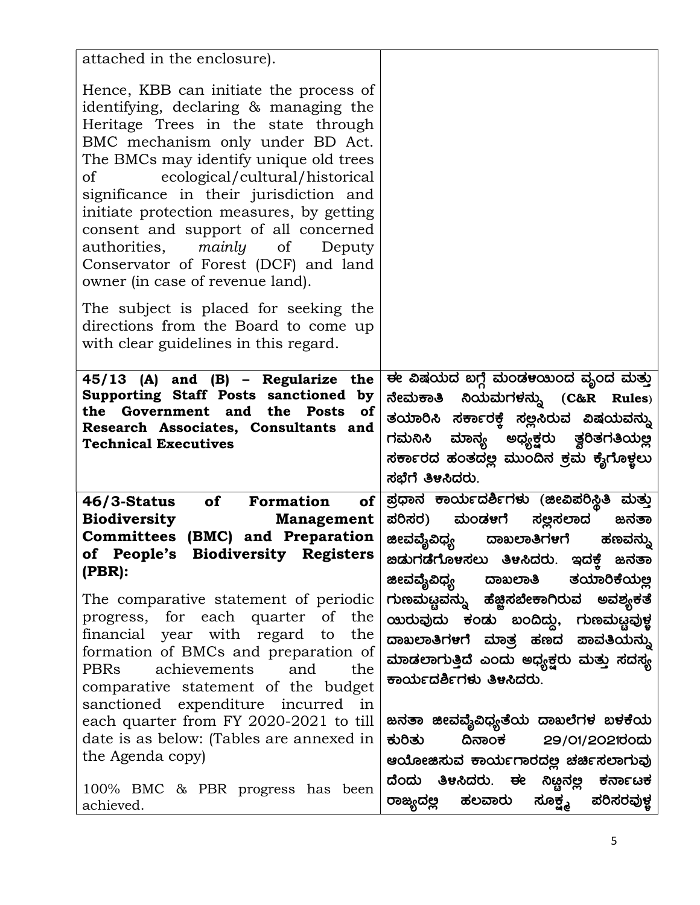| | |
|---|---|
| attached in the enclosure).<br><br>Hence, KBB can initiate the process of identifying, declaring & managing the Heritage Trees in the state through BMC mechanism only under BD Act. The BMCs may identify unique old trees of ecological/cultural/historical significance in their jurisdiction and initiate protection measures, by getting consent and support of all concerned authorities, *mainly* of Deputy Conservator of Forest (DCF) and land owner (in case of revenue land).<br><br>The subject is placed for seeking the directions from the Board to come up with clear guidelines in this regard. | |
| **45/13 (A) and (B) – Regularize the Supporting Staff Posts sanctioned by the Government and the Posts of Research Associates, Consultants and Technical Executives** | ಈ ವಿಷಯದ ಬಗ್ಗೆ ಮಂಡಳಿಯಿಂದ ವೃಂದ ಮತ್ತು ನೇಮಕಾತಿ ನಿಯಮಗಳನ್ನು (**C&R Rules**) ತಯಾರಿಸಿ ಸರ್ಕಾರಕ್ಕೆ ಸಲ್ಲಿಸಿರುವ ವಿಷಯವನ್ನು ಗಮನಿಸಿ ಮಾನ್ಯ ಅಧ್ಯಕ್ಷರು ತ್ವರಿತಗತಿಯಲ್ಲಿ ಸರ್ಕಾರದ ಹಂತದಲ್ಲಿ ಮುಂದಿನ ಕ್ರಮ ಕೈಗೊಳ್ಳಲು ಸಭೆಗೆ ತಿಳಿಸಿದರು. |
| **46/3-Status of Formation of Biodiversity Management Committees (BMC) and Preparation of People's Biodiversity Registers (PBR):**<br><br>The comparative statement of periodic progress, for each quarter of the financial year with regard to the formation of BMCs and preparation of PBRs achievements and the comparative statement of the budget sanctioned expenditure incurred in each quarter from FY 2020-2021 to till date is as below: (Tables are annexed in the Agenda copy)<br><br>100% BMC & PBR progress has been achieved. | ಪ್ರಧಾನ ಕಾರ್ಯದರ್ಶಿಗಳು (ಜೀವಿಪರಿಸ್ಥಿತಿ ಮತ್ತು ಪರಿಸರ) ಮಂಡಳಿಗೆ ಸಲ್ಲಿಸಲಾದ ಜನತಾ ಜೀವವೈವಿಧ್ಯ ದಾಖಲಾತಿಗಳಿಗೆ ಹಣವನ್ನು ಬಿಡುಗಡೆಗೊಳಿಸಲು ತಿಳಿಸಿದರು. ಇದಕ್ಕೆ ಜನತಾ ಜೀವವೈವಿಧ್ಯ ದಾಖಲಾತಿ ತಯಾರಿಕೆಯಲ್ಲಿ ಗುಣಮಟ್ಟವನ್ನು ಹೆಚ್ಚಿಸಬೇಕಾಗಿರುವ ಅವಶ್ಯಕತೆ ಯಿರುವುದು ಕಂಡು ಬಂದಿದ್ದು, ಗುಣಮಟ್ಟವುಳ್ಳ ದಾಖಲಾತಿಗಳಿಗೆ ಮಾತ್ರ ಹಣದ ಪಾವತಿಯನ್ನು ಮಾಡಲಾಗುತ್ತಿದೆ ಎಂದು ಅಧ್ಯಕ್ಷರು ಮತ್ತು ಸದಸ್ಯ ಕಾರ್ಯದರ್ಶಿಗಳು ತಿಳಿಸಿದರು.<br><br>ಜನತಾ ಜೀವವೈವಿಧ್ಯತೆಯ ದಾಖಲೆಗಳ ಬಳಕೆಯ ಕುರಿತು ದಿನಾಂಕ 29/01/2021ರಂದು ಆಯೋಜಿಸುವ ಕಾರ್ಯಗಾರದಲ್ಲಿ ಚರ್ಚಿಸಲಾಗುವು ದೆಂದು ತಿಳಿಸಿದರು. ಈ ನಿಟ್ಟಿನಲ್ಲಿ ಕರ್ನಾಟಕ ರಾಜ್ಯದಲ್ಲಿ ಹಲವಾರು ಸೂಕ್ಷ್ಮ ಪರಿಸರವುಳ್ಳ |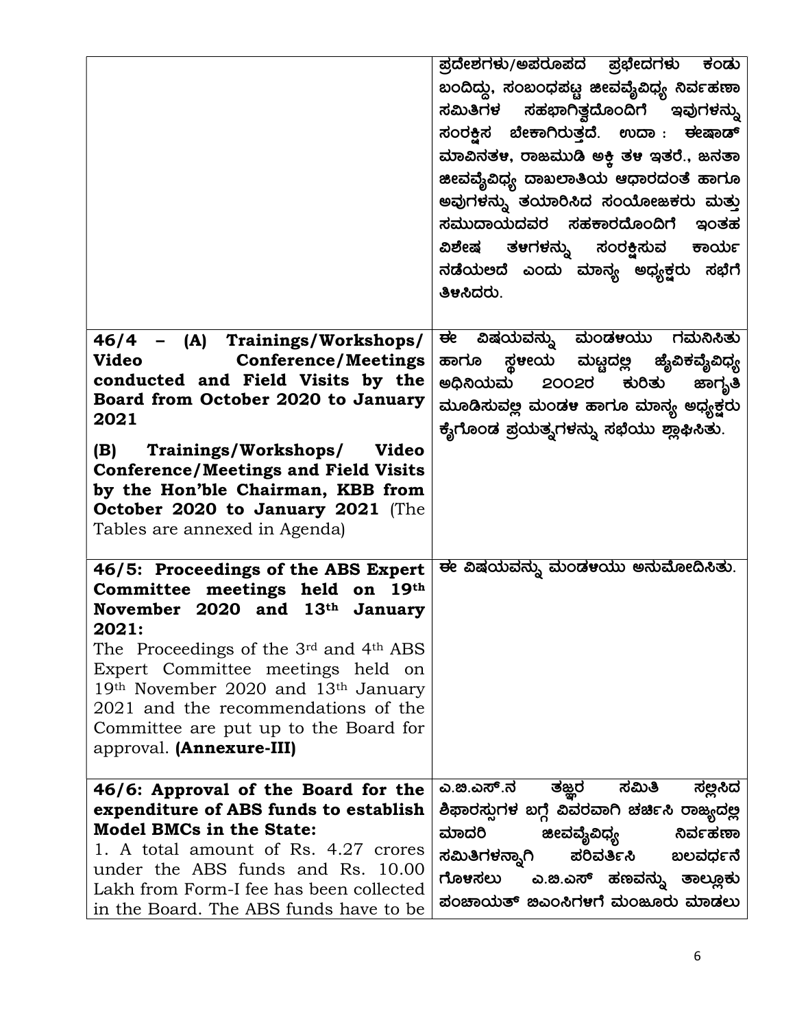| | |
|---|---|
| | ಪ್ರದೇಶಗಳು/ಅಪರೂಪದ ಪ್ರಭೇದಗಳು ಕಂಡು ಬಂದಿದ್ದು, ಸಂಬಂಧಪಟ್ಟ ಜೀವವೈವಿಧ್ಯ ನಿರ್ವಹಣಾ ಸಮಿತಿಗಳ ಸಹಭಾಗಿತ್ವದೊಂದಿಗೆ ಇವುಗಳನ್ನು ಸಂರಕ್ಷಿಸ ಬೇಕಾಗಿರುತ್ತದೆ. ಉದಾ : ಈಷಾಡ್ ಮಾವಿನತಳ, ರಾಜಮುಡಿ ಅಕ್ಕಿ ತಳ ಇತರೆ., ಜನತಾ ಜೀವವೈವಿಧ್ಯ ದಾಖಲಾತಿಯ ಆಧಾರದಂತೆ ಹಾಗೂ ಅವುಗಳನ್ನು ತಯಾರಿಸಿದ ಸಂಯೋಜಕರು ಮತ್ತು ಸಮುದಾಯದವರ ಸಹಕಾರದೊಂದಿಗೆ ಇಂತಹ ವಿಶೇಷ ತಳಗಳನ್ನು ಸಂರಕ್ಷಿಸುವ ಕಾರ್ಯ ನಡೆಯಲಿದೆ ಎಂದು ಮಾನ್ಯ ಅಧ್ಯಕ್ಷರು ಸಭೆಗೆ ತಿಳಿಸಿದರು. |
| **46/4 – (A) Trainings/Workshops/ Video Conference/Meetings conducted and Field Visits by the Board from October 2020 to January 2021**<br><br>**(B) Trainings/Workshops/ Video Conference/Meetings and Field Visits by the Hon'ble Chairman, KBB from October 2020 to January 2021** (The Tables are annexed in Agenda) | ಈ ವಿಷಯವನ್ನು ಮಂಡಳಿಯು ಗಮನಿಸಿತು ಹಾಗೂ ಸ್ಥಳೀಯ ಮಟ್ಟದಲ್ಲಿ ಜೈವಿಕವೈವಿಧ್ಯ ಅಧಿನಿಯಮ 2002ರ ಕುರಿತು ಜಾಗೃತಿ ಮೂಡಿಸುವಲ್ಲಿ ಮಂಡಳಿ ಹಾಗೂ ಮಾನ್ಯ ಅಧ್ಯಕ್ಷರು ಕೈಗೊಂಡ ಪ್ರಯತ್ನಗಳನ್ನು ಸಭೆಯು ಶ್ಲಾಘಿಸಿತು. |
| **46/5: Proceedings of the ABS Expert Committee meetings held on 19th November 2020 and 13th January 2021:**<br>The Proceedings of the 3rd and 4th ABS Expert Committee meetings held on 19th November 2020 and 13th January 2021 and the recommendations of the Committee are put up to the Board for approval. **(Annexure-III)** | ಈ ವಿಷಯವನ್ನು ಮಂಡಳಿಯು ಅನುಮೋದಿಸಿತು. |
| **46/6: Approval of the Board for the expenditure of ABS funds to establish Model BMCs in the State:**<br>1. A total amount of Rs. 4.27 crores under the ABS funds and Rs. 10.00 Lakh from Form-I fee has been collected in the Board. The ABS funds have to be | ಎ.ಬಿ.ಎಸ್.ನ ತಜ್ಞರ ಸಮಿತಿ ಸಲ್ಲಿಸಿದ ಶಿಫಾರಸ್ಸುಗಳ ಬಗ್ಗೆ ವಿವರವಾಗಿ ಚರ್ಚಿಸಿ ರಾಜ್ಯದಲ್ಲಿ ಮಾದರಿ ಜೀವವೈವಿಧ್ಯ ನಿರ್ವಹಣಾ ಸಮಿತಿಗಳನ್ನಾಗಿ ಪರಿವರ್ತಿಸಿ ಬಲವರ್ಧನೆ ಗೊಳಿಸಲು ಎ.ಬಿ.ಎಸ್ ಹಣವನ್ನು ತಾಲ್ಲೂಕು ಪಂಚಾಯತ್ ಬಿಎಂಸಿಗಳಿಗೆ ಮಂಜೂರು ಮಾಡಲು |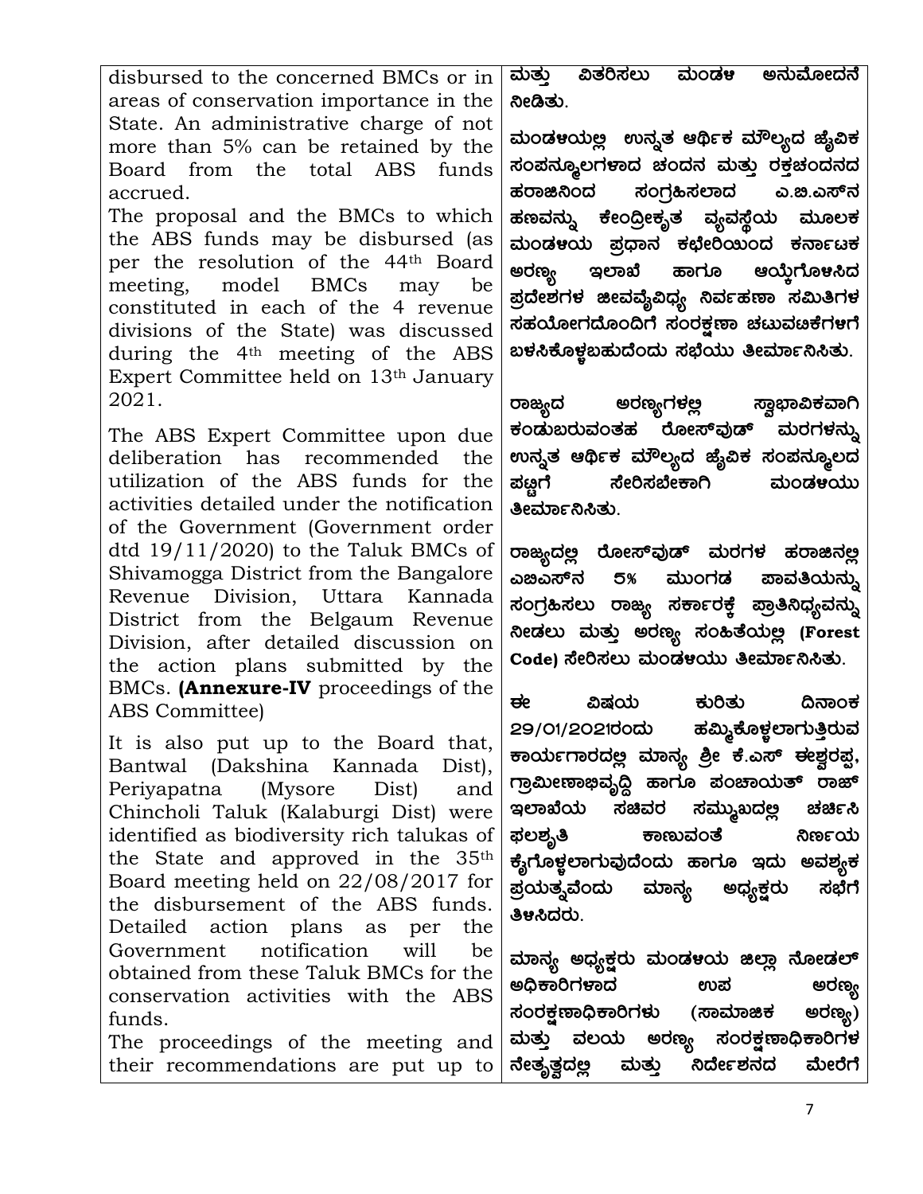| | |
|---|---|
| disbursed to the concerned BMCs or in areas of conservation importance in the State. An administrative charge of not more than 5% can be retained by the Board from the total ABS funds accrued.<br>The proposal and the BMCs to which the ABS funds may be disbursed (as per the resolution of the 44th Board meeting, model BMCs may be constituted in each of the 4 revenue divisions of the State) was discussed during the 4th meeting of the ABS Expert Committee held on 13th January 2021.<br><br>The ABS Expert Committee upon due deliberation has recommended the utilization of the ABS funds for the activities detailed under the notification of the Government (Government order dtd 19/11/2020) to the Taluk BMCs of Shivamogga District from the Bangalore Revenue Division, Uttara Kannada District from the Belgaum Revenue Division, after detailed discussion on the action plans submitted by the BMCs. **(Annexure-IV** proceedings of the ABS Committee)<br><br>It is also put up to the Board that, Bantwal (Dakshina Kannada Dist), Periyapatna (Mysore Dist) and Chincholi Taluk (Kalaburgi Dist) were identified as biodiversity rich talukas of the State and approved in the 35th Board meeting held on 22/08/2017 for the disbursement of the ABS funds. Detailed action plans as per the Government notification will be obtained from these Taluk BMCs for the conservation activities with the ABS funds.<br>The proceedings of the meeting and their recommendations are put up to | **ಮತ್ತು ವಿತರಿಸಲು ಮಂಡಳಿ ಅನುಮೋದನೆ ನೀಡಿತು.**<br><br>**ಮಂಡಳಿಯಲ್ಲಿ ಉನ್ನತ ಆರ್ಥಿಕ ಮೌಲ್ಯದ ಜೈವಿಕ ಸಂಪನ್ಮೂಲಗಳಾದ ಚಂದನ ಮತ್ತು ರಕ್ತಚಂದನದ ಹರಾಜಿನಿಂದ ಸಂಗ್ರಹಿಸಲಾದ ಎ.ಬಿ.ಎಸ್‌ನ ಹಣವನ್ನು ಕೇಂದ್ರೀಕೃತ ವ್ಯವಸ್ಥೆಯ ಮೂಲಕ ಮಂಡಳಿಯ ಪ್ರಧಾನ ಕಛೇರಿಯಿಂದ ಕರ್ನಾಟಕ ಅರಣ್ಯ ಇಲಾಖೆ ಹಾಗೂ ಆಯ್ಕೆಗೊಳಿಸಿದ ಪ್ರದೇಶಗಳ ಜೀವವೈವಿಧ್ಯ ನಿರ್ವಹಣಾ ಸಮಿತಿಗಳ ಸಹಯೋಗದೊಂದಿಗೆ ಸಂರಕ್ಷಣಾ ಚಟುವಟಿಕೆಗಳಿಗೆ ಬಳಸಿಕೊಳ್ಳಬಹುದೆಂದು ಸಭೆಯು ತೀರ್ಮಾನಿಸಿತು.**<br><br>**ರಾಜ್ಯದ ಅರಣ್ಯಗಳಲ್ಲಿ ಸ್ವಾಭಾವಿಕವಾಗಿ ಕಂಡುಬರುವಂತಹ ರೋಸ್‌ವುಡ್ ಮರಗಳನ್ನು ಉನ್ನತ ಆರ್ಥಿಕ ಮೌಲ್ಯದ ಜೈವಿಕ ಸಂಪನ್ಮೂಲದ ಪಟ್ಟಿಗೆ ಸೇರಿಸಬೇಕಾಗಿ ಮಂಡಳಿಯು ತೀರ್ಮಾನಿಸಿತು.**<br><br>**ರಾಜ್ಯದಲ್ಲಿ ರೋಸ್‌ವುಡ್ ಮರಗಳ ಹರಾಜಿನಲ್ಲಿ ಎಬಿಎಸ್‌ನ 5% ಮುಂಗಡ ಪಾವತಿಯನ್ನು ಸಂಗ್ರಹಿಸಲು ರಾಜ್ಯ ಸರ್ಕಾರಕ್ಕೆ ಪ್ರಾತಿನಿಧ್ಯವನ್ನು ನೀಡಲು ಮತ್ತು ಅರಣ್ಯ ಸಂಹಿತೆಯಲ್ಲಿ (Forest Code) ಸೇರಿಸಲು ಮಂಡಳಿಯು ತೀರ್ಮಾನಿಸಿತು.**<br><br>**ಈ ವಿಷಯ ಕುರಿತು ದಿನಾಂಕ 29/01/2021ರಂದು ಹಮ್ಮಿಕೊಳ್ಳಲಾಗುತ್ತಿರುವ ಕಾರ್ಯಗಾರದಲ್ಲಿ ಮಾನ್ಯ ಶ್ರೀ ಕೆ.ಎಸ್ ಈಶ್ವರಪ್ಪ, ಗ್ರಾಮೀಣಾಭಿವೃದ್ಧಿ ಹಾಗೂ ಪಂಚಾಯತ್ ರಾಜ್ ಇಲಾಖೆಯ ಸಚಿವರ ಸಮ್ಮುಖದಲ್ಲಿ ಚರ್ಚಿಸಿ ಫಲಶ್ರುತಿ ಕಾಣುವಂತೆ ನಿರ್ಣಯ ಕೈಗೊಳ್ಳಲಾಗುವುದೆಂದು ಹಾಗೂ ಇದು ಅವಶ್ಯಕ ಪ್ರಯತ್ನವೆಂದು ಮಾನ್ಯ ಅಧ್ಯಕ್ಷರು ಸಭೆಗೆ ತಿಳಿಸಿದರು.**<br><br>**ಮಾನ್ಯ ಅಧ್ಯಕ್ಷರು ಮಂಡಳಿಯ ಜಿಲ್ಲಾ ನೋಡಲ್ ಅಧಿಕಾರಿಗಳಾದ ಉಪ ಅರಣ್ಯ ಸಂರಕ್ಷಣಾಧಿಕಾರಿಗಳು (ಸಾಮಾಜಿಕ ಅರಣ್ಯ) ಮತ್ತು ವಲಯ ಅರಣ್ಯ ಸಂರಕ್ಷಣಾಧಿಕಾರಿಗಳ ನೇತೃತ್ವದಲ್ಲಿ ಮತ್ತು ನಿರ್ದೇಶನದ ಮೇರೆಗೆ** |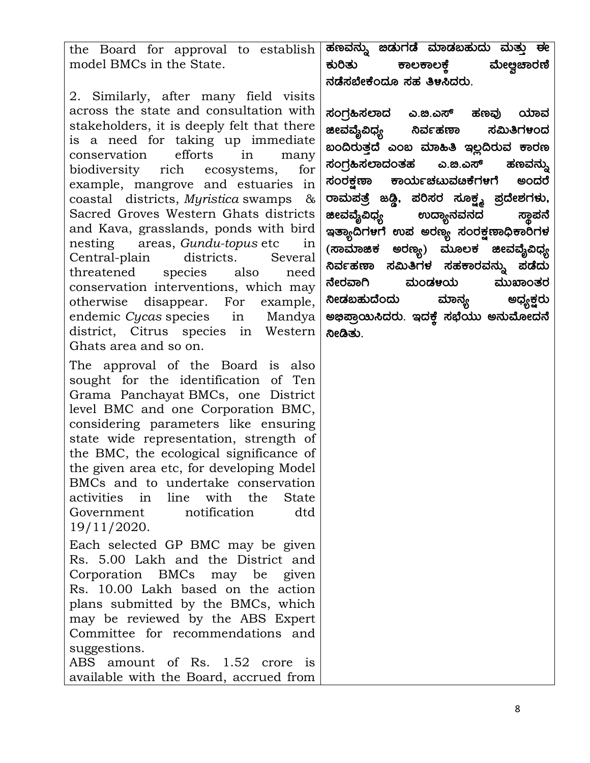| | |
|---|---|
| the Board for approval to establish model BMCs in the State.<br><br>2. Similarly, after many field visits across the state and consultation with stakeholders, it is deeply felt that there is a need for taking up immediate conservation efforts in many biodiversity rich ecosystems, for example, mangrove and estuaries in coastal districts, *Myristica* swamps & Sacred Groves Western Ghats districts and Kava, grasslands, ponds with bird nesting areas, *Gundu-topus* etc in Central-plain districts. Several threatened species also need conservation interventions, which may otherwise disappear. For example, endemic *Cycas* species in Mandya district, Citrus species in Western Ghats area and so on.<br><br>The approval of the Board is also sought for the identification of Ten Grama Panchayat BMCs, one District level BMC and one Corporation BMC, considering parameters like ensuring state wide representation, strength of the BMC, the ecological significance of the given area etc, for developing Model BMCs and to undertake conservation activities in line with the State Government notification dtd 19/11/2020.<br><br>Each selected GP BMC may be given Rs. 5.00 Lakh and the District and Corporation BMCs may be given Rs. 10.00 Lakh based on the action plans submitted by the BMCs, which may be reviewed by the ABS Expert Committee for recommendations and suggestions.<br>ABS amount of Rs. 1.52 crore is available with the Board, accrued from | **ಹಣವನ್ನು ಬಿಡುಗಡೆ ಮಾಡಬಹುದು ಮತ್ತು ಈ ಕುರಿತು ಕಾಲಕಾಲಕ್ಕೆ ಮೇಲ್ವಿಚಾರಣೆ ನಡೆಸಬೇಕೆಂದೂ ಸಹ ತಿಳಿಸಿದರು.**<br><br>**ಸಂಗ್ರಹಿಸಲಾದ ಎ.ಬಿ.ಎಸ್ ಹಣವು ಯಾವ ಜೀವವೈವಿಧ್ಯ ನಿರ್ವಹಣಾ ಸಮಿತಿಗಳಿಂದ ಬಂದಿರುತ್ತದೆ ಎಂಬ ಮಾಹಿತಿ ಇಲ್ಲದಿರುವ ಕಾರಣ ಸಂಗ್ರಹಿಸಲಾದಂತಹ ಎ.ಬಿ.ಎಸ್ ಹಣವನ್ನು ಸಂರಕ್ಷಣಾ ಕಾರ್ಯಚಟುವಟಿಕೆಗಳಿಗೆ ಅಂದರೆ ರಾಮಪತ್ರೆ ಜಡ್ಡಿ, ಪರಿಸರ ಸೂಕ್ಷ್ಮ ಪ್ರದೇಶಗಳು, ಜೀವವೈವಿಧ್ಯ ಉದ್ಯಾನವನದ ಸ್ಥಾಪನೆ ಇತ್ಯಾದಿಗಳಿಗೆ ಉಪ ಅರಣ್ಯ ಸಂರಕ್ಷಣಾಧಿಕಾರಿಗಳ (ಸಾಮಾಜಿಕ ಅರಣ್ಯ) ಮೂಲಕ ಜೀವವೈವಿಧ್ಯ ನಿರ್ವಹಣಾ ಸಮಿತಿಗಳ ಸಹಕಾರವನ್ನು ಪಡೆದು ನೇರವಾಗಿ ಮಂಡಳಿಯ ಮುಖಾಂತರ ನೀಡಬಹುದೆಂದು ಮಾನ್ಯ ಅಧ್ಯಕ್ಷರು ಅಭಿಪ್ರಾಯಿಸಿದರು. ಇದಕ್ಕೆ ಸಭೆಯು ಅನುಮೋದನೆ ನೀಡಿತು.** |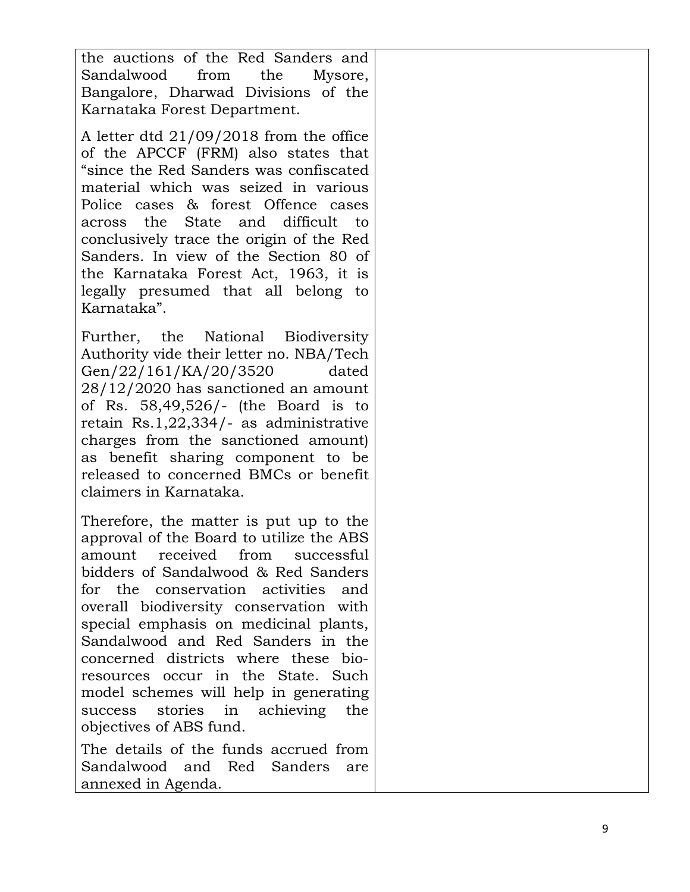| | |
|---|---|
| the auctions of the Red Sanders and Sandalwood from the Mysore, Bangalore, Dharwad Divisions of the Karnataka Forest Department.<br><br>A letter dtd 21/09/2018 from the office of the APCCF (FRM) also states that "since the Red Sanders was confiscated material which was seized in various Police cases & forest Offence cases across the State and difficult to conclusively trace the origin of the Red Sanders. In view of the Section 80 of the Karnataka Forest Act, 1963, it is legally presumed that all belong to Karnataka".<br><br>Further, the National Biodiversity Authority vide their letter no. NBA/Tech Gen/22/161/KA/20/3520 dated 28/12/2020 has sanctioned an amount of Rs. 58,49,526/- (the Board is to retain Rs.1,22,334/- as administrative charges from the sanctioned amount) as benefit sharing component to be released to concerned BMCs or benefit claimers in Karnataka.<br><br>Therefore, the matter is put up to the approval of the Board to utilize the ABS amount received from successful bidders of Sandalwood & Red Sanders for the conservation activities and overall biodiversity conservation with special emphasis on medicinal plants, Sandalwood and Red Sanders in the concerned districts where these bio-resources occur in the State. Such model schemes will help in generating success stories in achieving the objectives of ABS fund.<br><br>The details of the funds accrued from Sandalwood and Red Sanders are annexed in Agenda. | |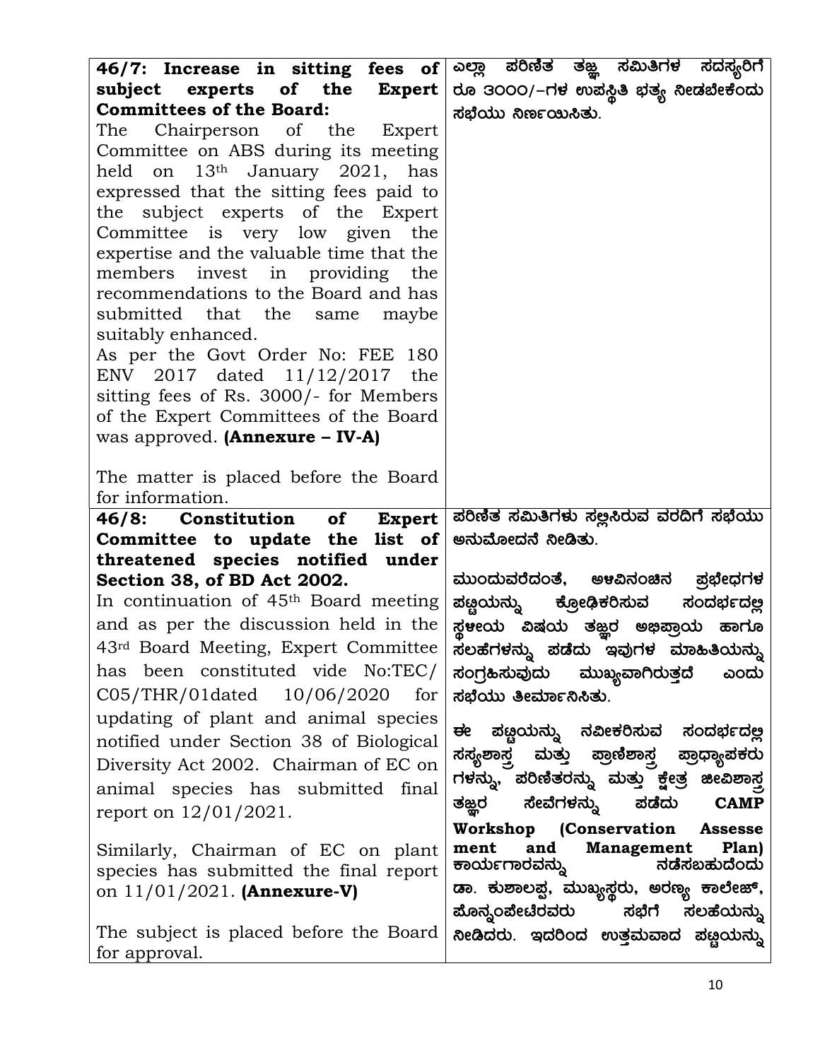| | |
|---|---|
| **46/7: Increase in sitting fees of subject experts of the Expert Committees of the Board:**<br>The Chairperson of the Expert Committee on ABS during its meeting held on 13th January 2021, has expressed that the sitting fees paid to the subject experts of the Expert Committee is very low given the expertise and the valuable time that the members invest in providing the recommendations to the Board and has submitted that the same maybe suitably enhanced.<br>As per the Govt Order No: FEE 180 ENV 2017 dated 11/12/2017 the sitting fees of Rs. 3000/- for Members of the Expert Committees of the Board was approved. **(Annexure – IV-A)**<br><br>The matter is placed before the Board for information. | ಎಲ್ಲಾ ಪರಿಣಿತ ತಜ್ಞ ಸಮಿತಿಗಳ ಸದಸ್ಯರಿಗೆ ರೂ 3000/-ಗಳ ಉಪಸ್ಥಿತಿ ಭತ್ಯೆ ನೀಡಬೇಕೆಂದು ಸಭೆಯು ನಿರ್ಣಯಿಸಿತು. |
| **46/8: Constitution of Expert Committee to update the list of threatened species notified under Section 38, of BD Act 2002.**<br>In continuation of 45th Board meeting and as per the discussion held in the 43rd Board Meeting, Expert Committee has been constituted vide No:TEC/ C05/THR/01dated 10/06/2020 for updating of plant and animal species notified under Section 38 of Biological Diversity Act 2002. Chairman of EC on animal species has submitted final report on 12/01/2021.<br><br>Similarly, Chairman of EC on plant species has submitted the final report on 11/01/2021. **(Annexure-V)**<br><br>The subject is placed before the Board for approval. | ಪರಿಣಿತ ಸಮಿತಿಗಳು ಸಲ್ಲಿಸಿರುವ ವರದಿಗೆ ಸಭೆಯು ಅನುಮೋದನೆ ನೀಡಿತು.<br><br>ಮುಂದುವರೆದಂತೆ, ಅಳಿವಿನಂಚಿನ ಪ್ರಭೇಧಗಳ ಪಟ್ಟಿಯನ್ನು ಕ್ರೋಢಿಕರಿಸುವ ಸಂದರ್ಭದಲ್ಲಿ ಸ್ಥಳೀಯ ವಿಷಯ ತಜ್ಞರ ಅಭಿಪ್ರಾಯ ಹಾಗೂ ಸಲಹೆಗಳನ್ನು ಪಡೆದು ಇವುಗಳ ಮಾಹಿತಿಯನ್ನು ಸಂಗ್ರಹಿಸುವುದು ಮುಖ್ಯವಾಗಿರುತ್ತದೆ ಎಂದು ಸಭೆಯು ತೀರ್ಮಾನಿಸಿತು.<br><br>ಈ ಪಟ್ಟಿಯನ್ನು ನವೀಕರಿಸುವ ಸಂದರ್ಭದಲ್ಲಿ ಸಸ್ಯಶಾಸ್ತ್ರ ಮತ್ತು ಪ್ರಾಣಿಶಾಸ್ತ್ರ ಪ್ರಾಧ್ಯಾಪಕರುಗಳನ್ನು, ಪರಿಣಿತರನ್ನು ಮತ್ತು ಕ್ಷೇತ್ರ ಜೀವಿಶಾಸ್ತ್ರ ತಜ್ಞರ ಸೇವೆಗಳನ್ನು ಪಡೆದು **CAMP Workshop (Conservation Assessement and Management Plan)** ಕಾರ್ಯಗಾರವನ್ನು ನಡೆಸಬಹುದೆಂದು ಡಾ. ಕುಶಾಲಪ್ಪ, ಮುಖ್ಯಸ್ಥರು, ಅರಣ್ಯ ಕಾಲೇಜ್, ಪೊನ್ನಂಪೇಟೆರವರು ಸಭೆಗೆ ಸಲಹೆಯನ್ನು ನೀಡಿದರು. ಇದರಿಂದ ಉತ್ತಮವಾದ ಪಟ್ಟಿಯನ್ನು |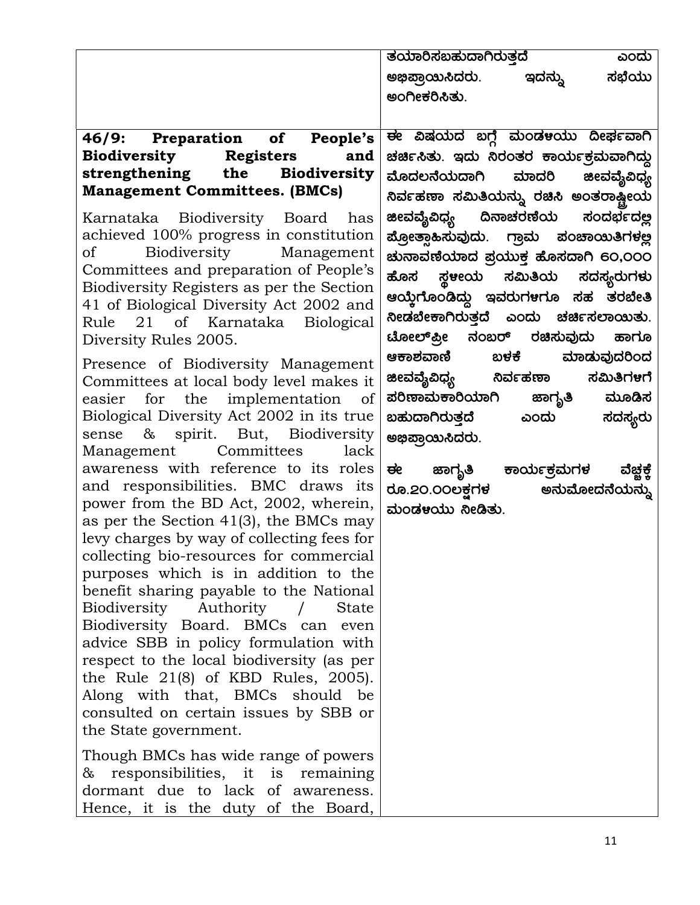| | |
|---|---|
| | ತಯಾರಿಸಬಹುದಾಗಿರುತ್ತದೆ ಎಂದು ಅಭಿಪ್ರಾಯಿಸಿದರು. ಇದನ್ನು ಸಭೆಯು ಅಂಗೀಕರಿಸಿತು. |
| **46/9: Preparation of People's Biodiversity Registers and strengthening the Biodiversity Management Committees. (BMCs)**<br><br>Karnataka Biodiversity Board has achieved 100% progress in constitution of Biodiversity Management Committees and preparation of People's Biodiversity Registers as per the Section 41 of Biological Diversity Act 2002 and Rule 21 of Karnataka Biological Diversity Rules 2005.<br><br>Presence of Biodiversity Management Committees at local body level makes it easier for the implementation of Biological Diversity Act 2002 in its true sense & spirit. But, Biodiversity Management Committees lack awareness with reference to its roles and responsibilities. BMC draws its power from the BD Act, 2002, wherein, as per the Section 41(3), the BMCs may levy charges by way of collecting fees for collecting bio-resources for commercial purposes which is in addition to the benefit sharing payable to the National Biodiversity Authority / State Biodiversity Board. BMCs can even advice SBB in policy formulation with respect to the local biodiversity (as per the Rule 21(8) of KBD Rules, 2005). Along with that, BMCs should be consulted on certain issues by SBB or the State government.<br><br>Though BMCs has wide range of powers & responsibilities, it is remaining dormant due to lack of awareness. Hence, it is the duty of the Board, | ಈ ವಿಷಯದ ಬಗ್ಗೆ ಮಂಡಳಿಯು ದೀರ್ಘವಾಗಿ ಚರ್ಚಿಸಿತು. ಇದು ನಿರಂತರ ಕಾರ್ಯಕ್ರಮವಾಗಿದ್ದು ಮೊದಲನೆಯದಾಗಿ ಮಾದರಿ ಜೀವವೈವಿಧ್ಯ ನಿರ್ವಹಣಾ ಸಮಿತಿಯನ್ನು ರಚಿಸಿ ಅಂತರಾಷ್ಟ್ರೀಯ ಜೀವವೈವಿಧ್ಯ ದಿನಾಚರಣೆಯ ಸಂದರ್ಭದಲ್ಲಿ ಪ್ರೋತ್ಸಾಹಿಸುವುದು. ಗ್ರಾಮ ಪಂಚಾಯಿತಿಗಳಲ್ಲಿ ಚುನಾವಣೆಯಾದ ಪ್ರಯುಕ್ತ ಹೊಸದಾಗಿ 60,000 ಹೊಸ ಸ್ಥಳೀಯ ಸಮಿತಿಯ ಸದಸ್ಯರುಗಳು ಆಯ್ಕೆಗೊಂಡಿದ್ದು ಇವರುಗಳಿಗೂ ಸಹ ತರಬೇತಿ ನೀಡಬೇಕಾಗಿರುತ್ತದೆ ಎಂದು ಚರ್ಚಿಸಲಾಯಿತು. ಟೋಲ್‌ಫ್ರೀ ನಂಬರ್ ರಚಿಸುವುದು ಹಾಗೂ ಆಕಾಶವಾಣಿ ಬಳಕೆ ಮಾಡುವುದರಿಂದ ಜೀವವೈವಿಧ್ಯ ನಿರ್ವಹಣಾ ಸಮಿತಿಗಳಿಗೆ ಪರಿಣಾಮಕಾರಿಯಾಗಿ ಜಾಗೃತಿ ಮೂಡಿಸ ಬಹುದಾಗಿರುತ್ತದೆ ಎಂದು ಸದಸ್ಯರು ಅಭಿಪ್ರಾಯಿಸಿದರು.<br><br>ಈ ಜಾಗೃತಿ ಕಾರ್ಯಕ್ರಮಗಳ ವೆಚ್ಚಕ್ಕೆ ರೂ.20.00ಲಕ್ಷಗಳ ಅನುಮೋದನೆಯನ್ನು ಮಂಡಳಿಯು ನೀಡಿತು. |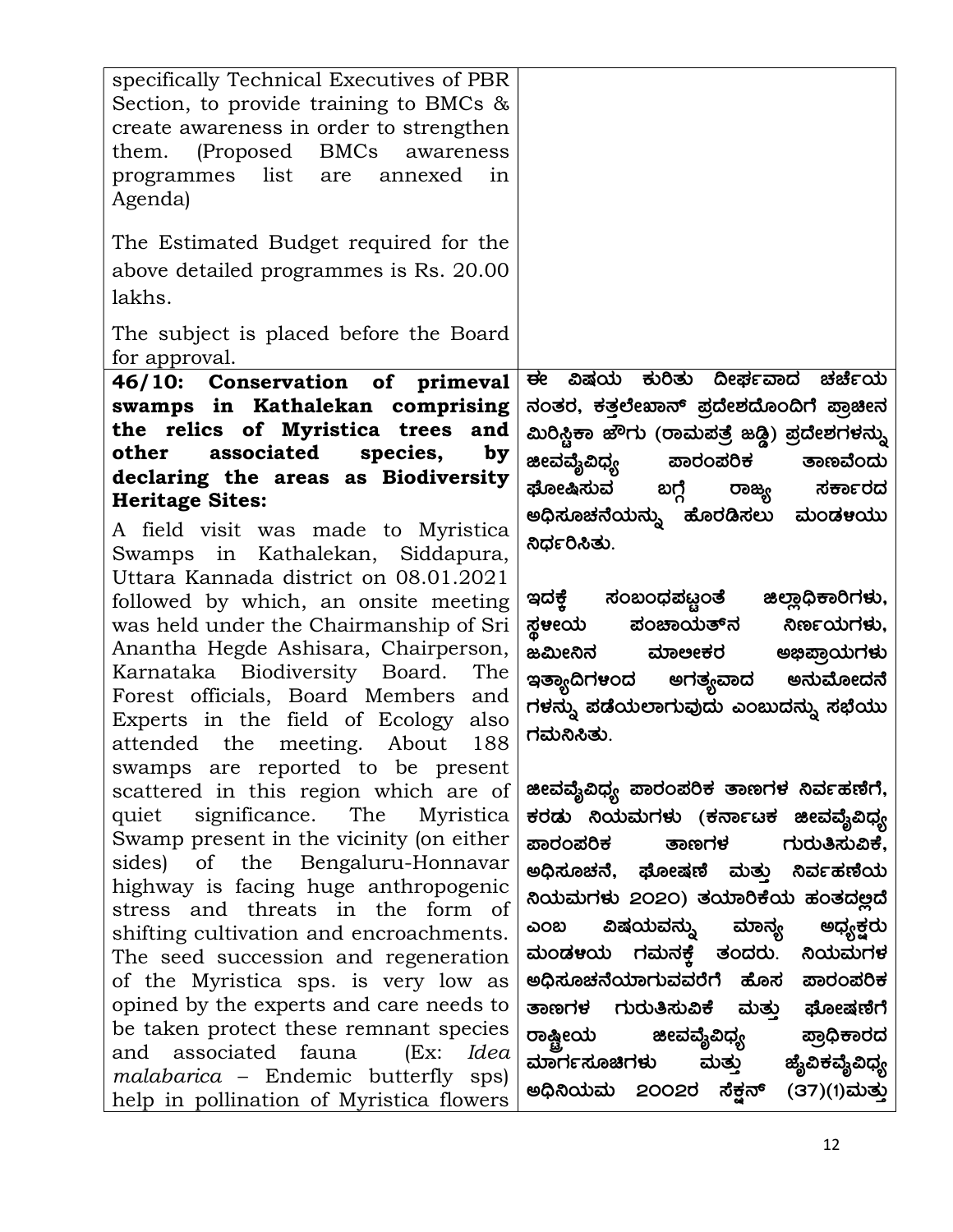| | |
|---|---|
| specifically Technical Executives of PBR Section, to provide training to BMCs & create awareness in order to strengthen them. (Proposed BMCs awareness programmes list are annexed in Agenda)<br><br>The Estimated Budget required for the above detailed programmes is Rs. 20.00 lakhs.<br><br>The subject is placed before the Board for approval. | |
| **46/10: Conservation of primeval swamps in Kathalekan comprising the relics of Myristica trees and other associated species, by declaring the areas as Biodiversity Heritage Sites:**<br><br>A field visit was made to Myristica Swamps in Kathalekan, Siddapura, Uttara Kannada district on 08.01.2021 followed by which, an onsite meeting was held under the Chairmanship of Sri Anantha Hegde Ashisara, Chairperson, Karnataka Biodiversity Board. The Forest officials, Board Members and Experts in the field of Ecology also attended the meeting. About 188 swamps are reported to be present scattered in this region which are of quiet significance. The Myristica Swamp present in the vicinity (on either sides) of the Bengaluru-Honnavar highway is facing huge anthropogenic stress and threats in the form of shifting cultivation and encroachments. The seed succession and regeneration of the Myristica sps. is very low as opined by the experts and care needs to be taken protect these remnant species and associated fauna (Ex: *Idea malabarica* – Endemic butterfly sps) help in pollination of Myristica flowers | **ಈ ವಿಷಯ ಕುರಿತು ದೀರ್ಘವಾದ ಚರ್ಚೆಯ ನಂತರ, ಕತ್ತಲೇಖಾನ್ ಪ್ರದೇಶದೊಂದಿಗೆ ಪ್ರಾಚೀನ ಮಿರಿಸ್ಟಿಕಾ ಜೌಗು (ರಾಮಪತ್ರೆ ಜಡ್ಡಿ) ಪ್ರದೇಶಗಳನ್ನು ಜೀವವೈವಿಧ್ಯ ಪಾರಂಪರಿಕ ತಾಣವೆಂದು ಘೋಷಿಸುವ ಬಗ್ಗೆ ರಾಜ್ಯ ಸರ್ಕಾರದ ಅಧಿಸೂಚನೆಯನ್ನು ಹೊರಡಿಸಲು ಮಂಡಳಿಯು ನಿರ್ಧರಿಸಿತು.**<br><br>**ಇದಕ್ಕೆ ಸಂಬಂಧಪಟ್ಟಂತೆ ಜಿಲ್ಲಾಧಿಕಾರಿಗಳು, ಸ್ಥಳೀಯ ಪಂಚಾಯತ್‌ನ ನಿರ್ಣಯಗಳು, ಜಮೀನಿನ ಮಾಲೀಕರ ಅಭಿಪ್ರಾಯಗಳು ಇತ್ಯಾದಿಗಳಿಂದ ಅಗತ್ಯವಾದ ಅನುಮೋದನೆಗಳನ್ನು ಪಡೆಯಲಾಗುವುದು ಎಂಬುದನ್ನು ಸಭೆಯು ಗಮನಿಸಿತು.**<br><br>**ಜೀವವೈವಿಧ್ಯ ಪಾರಂಪರಿಕ ತಾಣಗಳ ನಿರ್ವಹಣೆಗೆ, ಕರಡು ನಿಯಮಗಳು (ಕರ್ನಾಟಕ ಜೀವವೈವಿಧ್ಯ ಪಾರಂಪರಿಕ ತಾಣಗಳ ಗುರುತಿಸುವಿಕೆ, ಅಧಿಸೂಚನೆ, ಘೋಷಣೆ ಮತ್ತು ನಿರ್ವಹಣೆಯ ನಿಯಮಗಳು 2020) ತಯಾರಿಕೆಯ ಹಂತದಲ್ಲಿದೆ ಎಂಬ ವಿಷಯವನ್ನು ಮಾನ್ಯ ಅಧ್ಯಕ್ಷರು ಮಂಡಳಿಯ ಗಮನಕ್ಕೆ ತಂದರು. ನಿಯಮಗಳ ಅಧಿಸೂಚನೆಯಾಗುವವರೆಗೆ ಹೊಸ ಪಾರಂಪರಿಕ ತಾಣಗಳ ಗುರುತಿಸುವಿಕೆ ಮತ್ತು ಘೋಷಣೆಗೆ ರಾಷ್ಟ್ರೀಯ ಜೀವವೈವಿಧ್ಯ ಪ್ರಾಧಿಕಾರದ ಮಾರ್ಗಸೂಚಿಗಳು ಮತ್ತು ಜೈವಿಕವೈವಿಧ್ಯ ಅಧಿನಿಯಮ 2002ರ ಸೆಕ್ಷನ್ (37)(1)ಮತ್ತು** |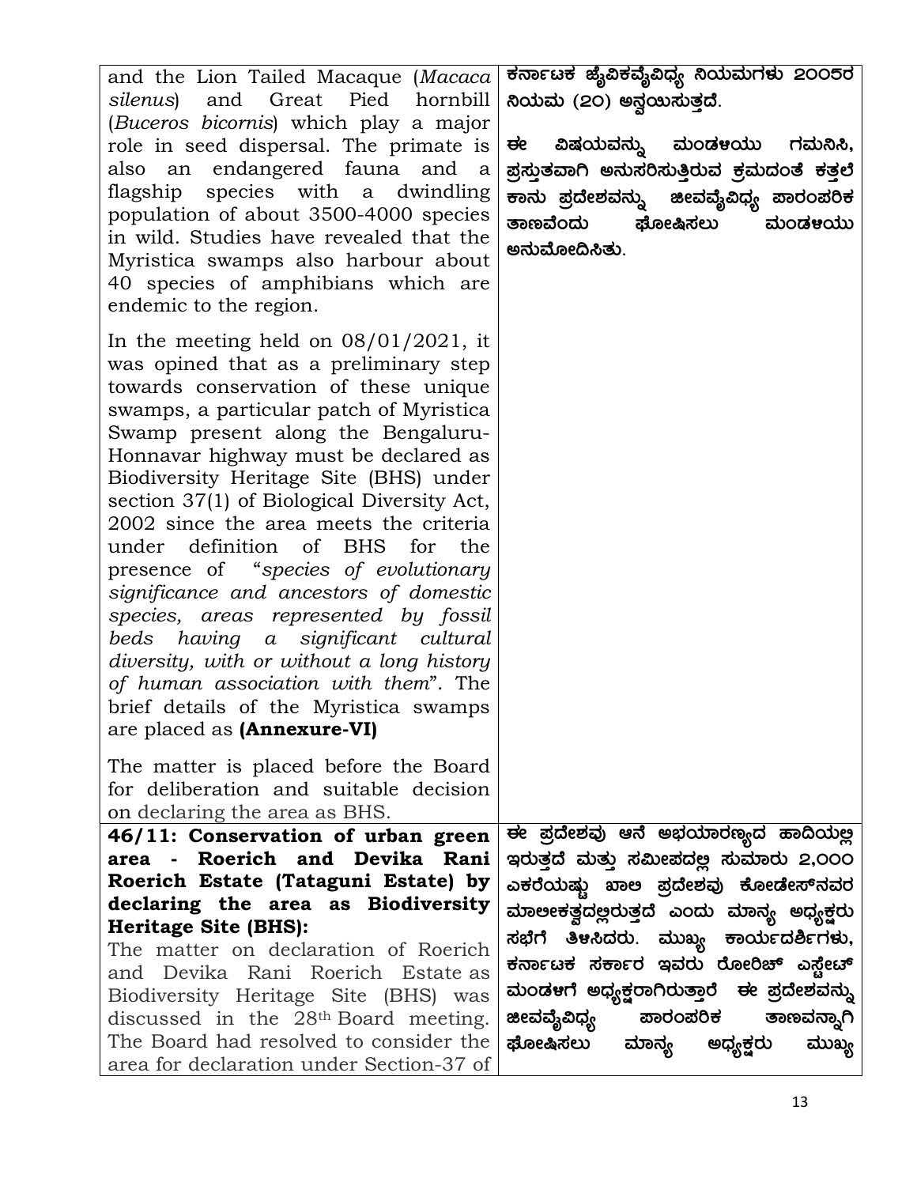| | |
|---|---|
| and the Lion Tailed Macaque (*Macaca silenus*) and Great Pied hornbill (*Buceros bicornis*) which play a major role in seed dispersal. The primate is also an endangered fauna and a flagship species with a dwindling population of about 3500-4000 species in wild. Studies have revealed that the Myristica swamps also harbour about 40 species of amphibians which are endemic to the region.<br><br>In the meeting held on 08/01/2021, it was opined that as a preliminary step towards conservation of these unique swamps, a particular patch of Myristica Swamp present along the Bengaluru-Honnavar highway must be declared as Biodiversity Heritage Site (BHS) under section 37(1) of Biological Diversity Act, 2002 since the area meets the criteria under definition of BHS for the presence of "*species of evolutionary significance and ancestors of domestic species, areas represented by fossil beds having a significant cultural diversity, with or without a long history of human association with them*". The brief details of the Myristica swamps are placed as **(Annexure-VI)**<br><br>The matter is placed before the Board for deliberation and suitable decision on declaring the area as BHS. | ಕರ್ನಾಟಕ ಜೈವಿಕವೈವಿಧ್ಯ ನಿಯಮಗಳು 2005ರ ನಿಯಮ (20) ಅನ್ವಯಿಸುತ್ತದೆ.<br><br>ಈ ವಿಷಯವನ್ನು ಮಂಡಳಿಯು ಗಮನಿಸಿ, ಪ್ರಸ್ತುತವಾಗಿ ಅನುಸರಿಸುತ್ತಿರುವ ಕ್ರಮದಂತೆ ಕತ್ತಲೆ ಕಾನು ಪ್ರದೇಶವನ್ನು ಜೀವವೈವಿಧ್ಯ ಪಾರಂಪರಿಕ ತಾಣವೆಂದು ಘೋಷಿಸಲು ಮಂಡಳಿಯು ಅನುಮೋದಿಸಿತು. |
| **46/11: Conservation of urban green area - Roerich and Devika Rani Roerich Estate (Tataguni Estate) by declaring the area as Biodiversity Heritage Site (BHS):**<br>The matter on declaration of Roerich and Devika Rani Roerich Estate as Biodiversity Heritage Site (BHS) was discussed in the 28th Board meeting. The Board had resolved to consider the area for declaration under Section-37 of | ಈ ಪ್ರದೇಶವು ಆನೆ ಅಭಯಾರಣ್ಯದ ಹಾದಿಯಲ್ಲಿ ಇರುತ್ತದೆ ಮತ್ತು ಸಮೀಪದಲ್ಲಿ ಸುಮಾರು 2,000 ಎಕರೆಯಷ್ಟು ಖಾಲಿ ಪ್ರದೇಶವು ಕೋಡೇಸ್‌ನವರ ಮಾಲೀಕತ್ವದಲ್ಲಿರುತ್ತದೆ ಎಂದು ಮಾನ್ಯ ಅಧ್ಯಕ್ಷರು ಸಭೆಗೆ ತಿಳಿಸಿದರು. ಮುಖ್ಯ ಕಾರ್ಯದರ್ಶಿಗಳು, ಕರ್ನಾಟಕ ಸರ್ಕಾರ ಇವರು ರೋರಿಚ್ ಎಸ್ಟೇಟ್ ಮಂಡಳಿಗೆ ಅಧ್ಯಕ್ಷರಾಗಿರುತ್ತಾರೆ ಈ ಪ್ರದೇಶವನ್ನು ಜೀವವೈವಿಧ್ಯ ಪಾರಂಪರಿಕ ತಾಣವನ್ನಾಗಿ ಘೋಷಿಸಲು ಮಾನ್ಯ ಅಧ್ಯಕ್ಷರು ಮುಖ್ಯ |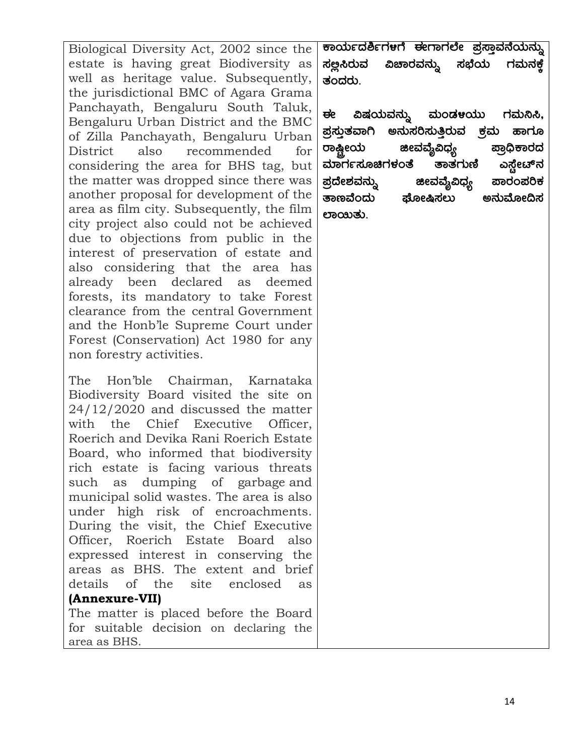| | |
|---|---|
| Biological Diversity Act, 2002 since the estate is having great Biodiversity as well as heritage value. Subsequently, the jurisdictional BMC of Agara Grama Panchayath, Bengaluru South Taluk, Bengaluru Urban District and the BMC of Zilla Panchayath, Bengaluru Urban District also recommended for considering the area for BHS tag, but the matter was dropped since there was another proposal for development of the area as film city. Subsequently, the film city project also could not be achieved due to objections from public in the interest of preservation of estate and also considering that the area has already been declared as deemed forests, its mandatory to take Forest clearance from the central Government and the Honb'le Supreme Court under Forest (Conservation) Act 1980 for any non forestry activities.<br><br>The Hon'ble Chairman, Karnataka Biodiversity Board visited the site on 24/12/2020 and discussed the matter with the Chief Executive Officer, Roerich and Devika Rani Roerich Estate Board, who informed that biodiversity rich estate is facing various threats such as dumping of garbage and municipal solid wastes. The area is also under high risk of encroachments. During the visit, the Chief Executive Officer, Roerich Estate Board also expressed interest in conserving the areas as BHS. The extent and brief details of the site enclosed as **(Annexure-VII)**<br>The matter is placed before the Board for suitable decision on declaring the area as BHS. | **ಕಾರ್ಯದರ್ಶಿಗಳಿಗೆ ಈಗಾಗಲೇ ಪ್ರಸ್ತಾವನೆಯನ್ನು ಸಲ್ಲಿಸಿರುವ ವಿಚಾರವನ್ನು ಸಭೆಯ ಗಮನಕ್ಕೆ ತಂದರು.**<br><br>**ಈ ವಿಷಯವನ್ನು ಮಂಡಳಿಯು ಗಮನಿಸಿ, ಪ್ರಸ್ತುತವಾಗಿ ಅನುಸರಿಸುತ್ತಿರುವ ಕ್ರಮ ಹಾಗೂ ರಾಷ್ಟ್ರೀಯ ಜೀವವೈವಿಧ್ಯ ಪ್ರಾಧಿಕಾರದ ಮಾರ್ಗಸೂಚಿಗಳಂತೆ ತಾತಗುಣಿ ಎಸ್ಟೇಟ್‌ನ ಪ್ರದೇಶವನ್ನು ಜೀವವೈವಿಧ್ಯ ಪಾರಂಪರಿಕ ತಾಣವೆಂದು ಘೋಷಿಸಲು ಅನುಮೋದಿಸಲಾಯಿತು.** |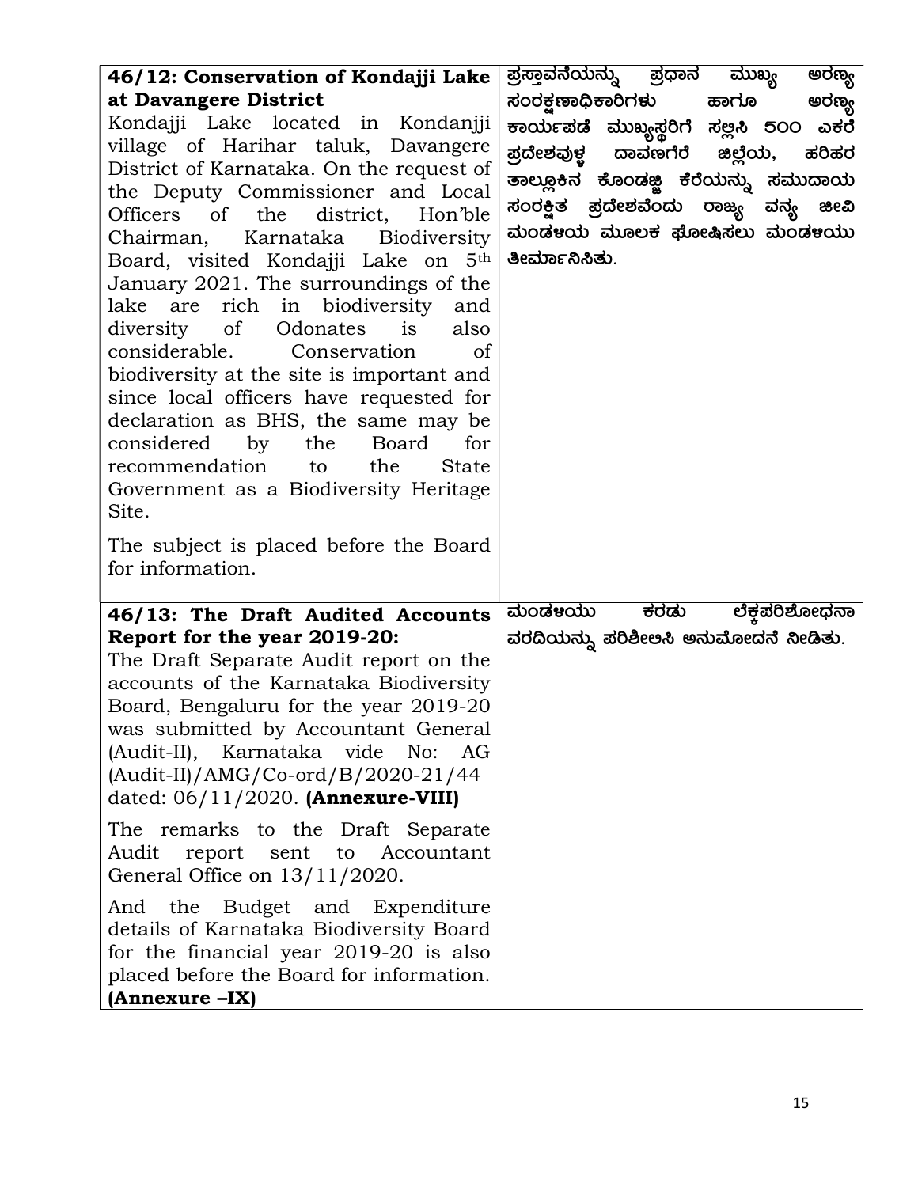| | |
|---|---|
| **46/12: Conservation of Kondajji Lake at Davangere District**<br>Kondajji Lake located in Kondanjji village of Harihar taluk, Davangere District of Karnataka. On the request of the Deputy Commissioner and Local Officers of the district, Hon'ble Chairman, Karnataka Biodiversity Board, visited Kondajji Lake on 5th January 2021. The surroundings of the lake are rich in biodiversity and diversity of Odonates is also considerable. Conservation of biodiversity at the site is important and since local officers have requested for declaration as BHS, the same may be considered by the Board for recommendation to the State Government as a Biodiversity Heritage Site.<br><br>The subject is placed before the Board for information. | **ಪ್ರಸ್ತಾವನೆಯನ್ನು ಪ್ರಧಾನ ಮುಖ್ಯ ಅರಣ್ಯ ಸಂರಕ್ಷಣಾಧಿಕಾರಿಗಳು ಹಾಗೂ ಅರಣ್ಯ ಕಾರ್ಯಪಡೆ ಮುಖ್ಯಸ್ಥರಿಗೆ ಸಲ್ಲಿಸಿ 500 ಎಕರೆ ಪ್ರದೇಶವುಳ್ಳ ದಾವಣಗೆರೆ ಜಿಲ್ಲೆಯ, ಹರಿಹರ ತಾಲ್ಲೂಕಿನ ಕೊಂಡಜ್ಜಿ ಕೆರೆಯನ್ನು ಸಮುದಾಯ ಸಂರಕ್ಷಿತ ಪ್ರದೇಶವೆಂದು ರಾಜ್ಯ ವನ್ಯ ಜೀವಿ ಮಂಡಳಿಯ ಮೂಲಕ ಘೋಷಿಸಲು ಮಂಡಳಿಯು ತೀರ್ಮಾನಿಸಿತು.** |
| **46/13: The Draft Audited Accounts Report for the year 2019-20:**<br>The Draft Separate Audit report on the accounts of the Karnataka Biodiversity Board, Bengaluru for the year 2019-20 was submitted by Accountant General (Audit-II), Karnataka vide No: AG (Audit-II)/AMG/Co-ord/B/2020-21/44 dated: 06/11/2020. **(Annexure-VIII)**<br><br>The remarks to the Draft Separate Audit report sent to Accountant General Office on 13/11/2020.<br><br>And the Budget and Expenditure details of Karnataka Biodiversity Board for the financial year 2019-20 is also placed before the Board for information. **(Annexure –IX)** | **ಮಂಡಳಿಯು ಕರಡು ಲೆಕ್ಕಪರಿಶೋಧನಾ ವರದಿಯನ್ನು ಪರಿಶೀಲಿಸಿ ಅನುಮೋದನೆ ನೀಡಿತು.** |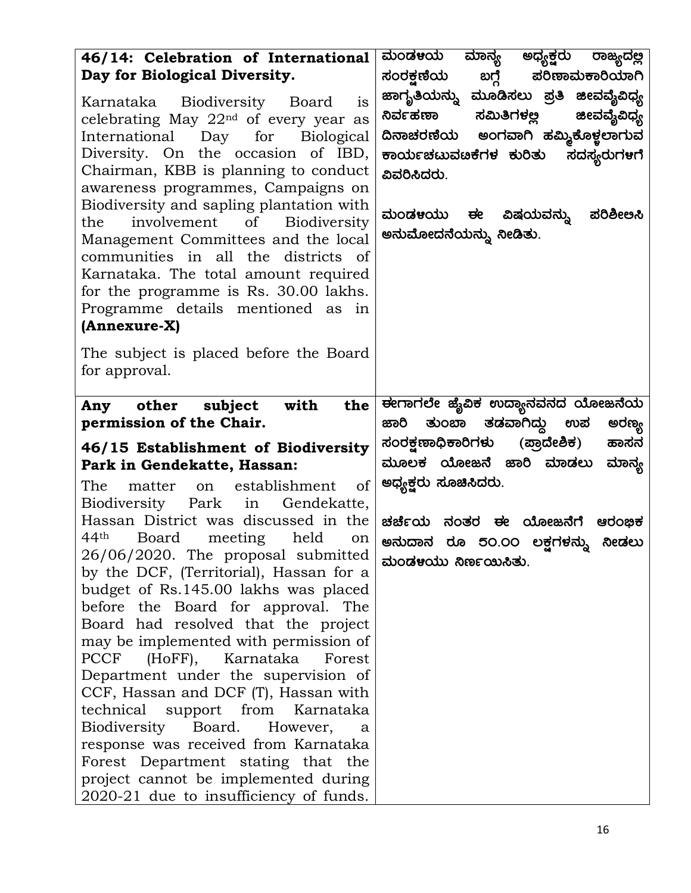| **46/14: Celebration of International Day for Biological Diversity.**<br><br>Karnataka Biodiversity Board is celebrating May 22nd of every year as International Day for Biological Diversity. On the occasion of IBD, Chairman, KBB is planning to conduct awareness programmes, Campaigns on Biodiversity and sapling plantation with the involvement of Biodiversity Management Committees and the local communities in all the districts of Karnataka. The total amount required for the programme is Rs. 30.00 lakhs. Programme details mentioned as in **(Annexure-X)**<br><br>The subject is placed before the Board for approval. | **ಮಂಡಳಿಯ ಮಾನ್ಯ ಅಧ್ಯಕ್ಷರು ರಾಜ್ಯದಲ್ಲಿ ಸಂರಕ್ಷಣೆಯ ಬಗ್ಗೆ ಪರಿಣಾಮಕಾರಿಯಾಗಿ ಜಾಗೃತಿಯನ್ನು ಮೂಡಿಸಲು ಪ್ರತಿ ಜೀವವೈವಿಧ್ಯ ನಿರ್ವಹಣಾ ಸಮಿತಿಗಳಲ್ಲಿ ಜೀವವೈವಿಧ್ಯ ದಿನಾಚರಣೆಯ ಅಂಗವಾಗಿ ಹಮ್ಮಿಕೊಳ್ಳಲಾಗುವ ಕಾರ್ಯಚಟುವಟಿಕೆಗಳ ಕುರಿತು ಸದಸ್ಯರುಗಳಿಗೆ ವಿವರಿಸಿದರು.**<br><br>**ಮಂಡಳಿಯು ಈ ವಿಷಯವನ್ನು ಪರಿಶೀಲಿಸಿ ಅನುಮೋದನೆಯನ್ನು ನೀಡಿತು.** |
|---|---|
| **Any other subject with the permission of the Chair.**<br><br>**46/15 Establishment of Biodiversity Park in Gendekatte, Hassan:**<br><br>The matter on establishment of Biodiversity Park in Gendekatte, Hassan District was discussed in the 44th Board meeting held on 26/06/2020. The proposal submitted by the DCF, (Territorial), Hassan for a budget of Rs.145.00 lakhs was placed before the Board for approval. The Board had resolved that the project may be implemented with permission of PCCF (HoFF), Karnataka Forest Department under the supervision of CCF, Hassan and DCF (T), Hassan with technical support from Karnataka Biodiversity Board. However, a response was received from Karnataka Forest Department stating that the project cannot be implemented during 2020-21 due to insufficiency of funds. | **ಈಗಾಗಲೇ ಜೈವಿಕ ಉದ್ಯಾನವನದ ಯೋಜನೆಯ ಜಾರಿ ತುಂಬಾ ತಡವಾಗಿದ್ದು ಉಪ ಅರಣ್ಯ ಸಂರಕ್ಷಣಾಧಿಕಾರಿಗಳು (ಪ್ರಾದೇಶಿಕ) ಹಾಸನ ಮೂಲಕ ಯೋಜನೆ ಜಾರಿ ಮಾಡಲು ಮಾನ್ಯ ಅಧ್ಯಕ್ಷರು ಸೂಚಿಸಿದರು.**<br><br>**ಚರ್ಚೆಯ ನಂತರ ಈ ಯೋಜನೆಗೆ ಆರಂಭಿಕ ಅನುದಾನ ರೂ 50.00 ಲಕ್ಷಗಳನ್ನು ನೀಡಲು ಮಂಡಳಿಯು ನಿರ್ಣಯಿಸಿತು.** |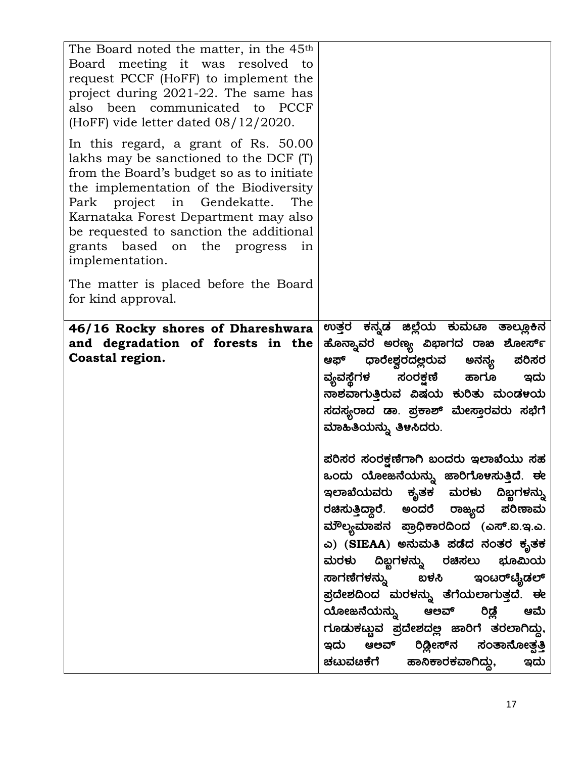| | |
|---|---|
| The Board noted the matter, in the 45th Board meeting it was resolved to request PCCF (HoFF) to implement the project during 2021-22. The same has also been communicated to PCCF (HoFF) vide letter dated 08/12/2020.<br><br>In this regard, a grant of Rs. 50.00 lakhs may be sanctioned to the DCF (T) from the Board's budget so as to initiate the implementation of the Biodiversity Park project in Gendekatte. The Karnataka Forest Department may also be requested to sanction the additional grants based on the progress in implementation.<br><br>The matter is placed before the Board for kind approval. | |
| **46/16 Rocky shores of Dhareshwara and degradation of forests in the Coastal region.** | ಉತ್ತರ ಕನ್ನಡ ಜಿಲ್ಲೆಯ ಕುಮಟಾ ತಾಲ್ಲೂಕಿನ ಹೊನ್ನಾವರ ಅರಣ್ಯ ವಿಭಾಗದ ರಾಖಿ ಶೋರ್ಸ್ ಆಫ್ ಧಾರೇಶ್ವರದಲ್ಲಿರುವ ಅನನ್ಯ ಪರಿಸರ ವ್ಯವಸ್ಥೆಗಳ ಸಂರಕ್ಷಣೆ ಹಾಗೂ ಇದು ನಾಶವಾಗುತ್ತಿರುವ ವಿಷಯ ಕುರಿತು ಮಂಡಳಿಯ ಸದಸ್ಯರಾದ ಡಾ. ಪ್ರಕಾಶ್ ಮೇಸ್ತಾರವರು ಸಭೆಗೆ ಮಾಹಿತಿಯನ್ನು ತಿಳಿಸಿದರು.<br><br>ಪರಿಸರ ಸಂರಕ್ಷಣೆಗಾಗಿ ಬಂದರು ಇಲಾಖೆಯು ಸಹ ಒಂದು ಯೋಜನೆಯನ್ನು ಜಾರಿಗೊಳಸುತ್ತಿದೆ. ಈ ಇಲಾಖೆಯವರು ಕೃತಕ ಮರಳು ದಿಬ್ಬಗಳನ್ನು ರಚಿಸುತ್ತಿದ್ದಾರೆ. ಅಂದರೆ ರಾಜ್ಯದ ಪರಿಣಾಮ ಮೌಲ್ಯಮಾಪನ ಪ್ರಾಧಿಕಾರದಿಂದ (ಎಸ್.ಐ.ಇ.ಎ. ಎ) (**SIEAA**) ಅನುಮತಿ ಪಡೆದ ನಂತರ ಕೃತಕ ಮರಳು ದಿಬ್ಬಗಳನ್ನು ರಚಿಸಲು ಭೂಮಿಯ ಸಾಗಣೆಗಳನ್ನು ಬಳಸಿ ಇಂಟರ್‌ಟೈಡಲ್ ಪ್ರದೇಶದಿಂದ ಮರಳನ್ನು ತೆಗೆಯಲಾಗುತ್ತದೆ. ಈ ಯೋಜನೆಯನ್ನು ಆಲಿವ್ ರಿಡ್ಲೆ ಆಮೆ ಗೂಡುಕಟ್ಟುವ ಪ್ರದೇಶದಲ್ಲಿ ಜಾರಿಗೆ ತರಲಾಗಿದ್ದು, ಇದು ಆಲಿವ್ ರಿಡ್ಲೀಸ್‌ನ ಸಂತಾನೋತ್ಪತ್ತಿ ಚಟುವಟಿಕೆಗೆ ಹಾನಿಕಾರಕವಾಗಿದ್ದು, ಇದು |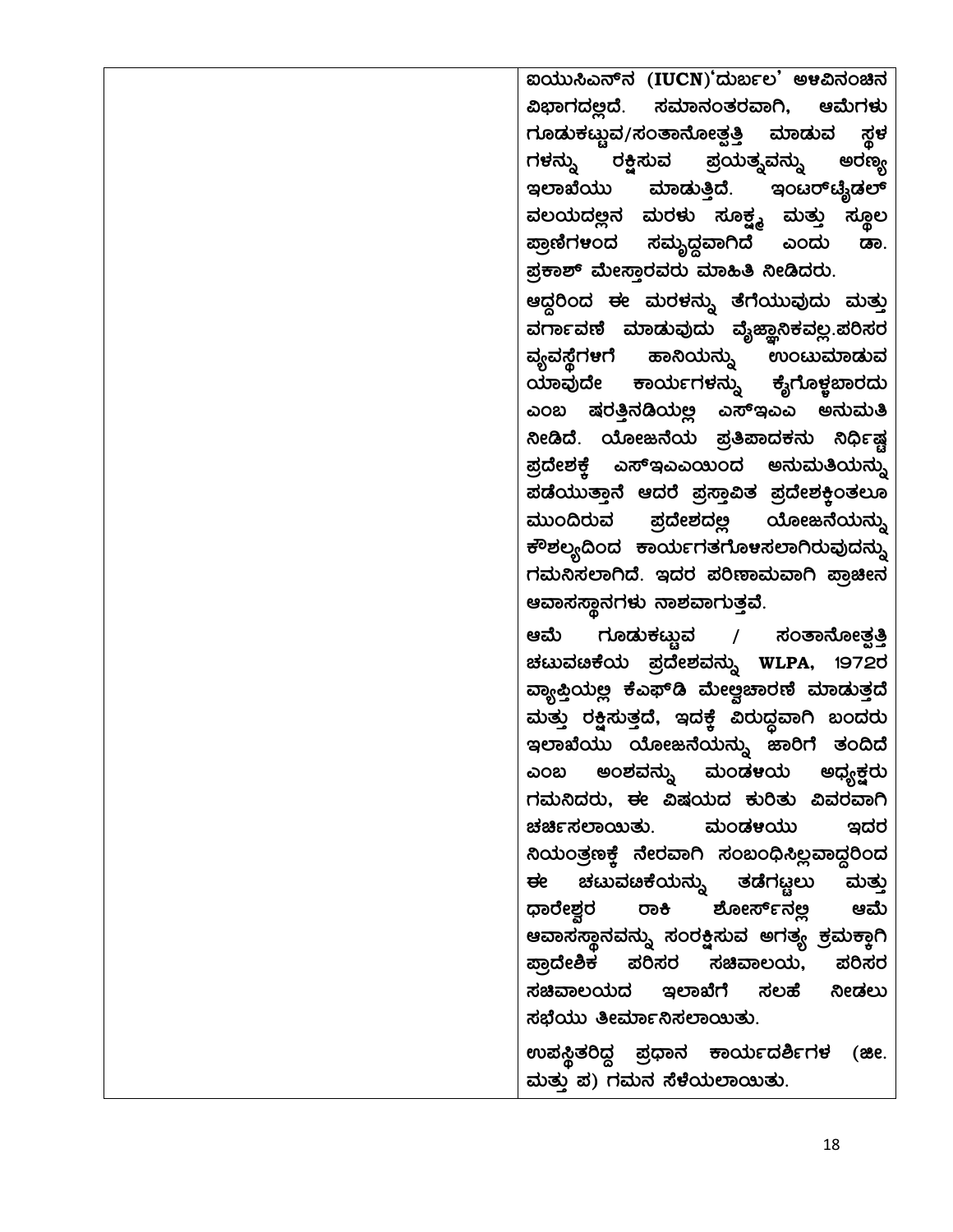| | |
|---|---|
| | ಐಯುಸಿಎನ್‌ನ (**IUCN**)'ದುರ್ಬಲ' ಅಳಿವಿನಂಚಿನ ವಿಭಾಗದಲ್ಲಿದೆ. ಸಮಾನಂತರವಾಗಿ, ಆಮೆಗಳು ಗೂಡುಕಟ್ಟುವ/ಸಂತಾನೋತ್ಪತ್ತಿ ಮಾಡುವ ಸ್ಥಳ ಗಳನ್ನು ರಕ್ಷಿಸುವ ಪ್ರಯತ್ನವನ್ನು ಅರಣ್ಯ ಇಲಾಖೆಯು ಮಾಡುತ್ತಿದೆ. ಇಂಟರ್‌ಟೈಡಲ್ ವಲಯದಲ್ಲಿನ ಮರಳು ಸೂಕ್ಷ್ಮ ಮತ್ತು ಸ್ಥೂಲ ಪ್ರಾಣಿಗಳಿಂದ ಸಮೃದ್ಧವಾಗಿದೆ ಎಂದು ಡಾ. ಪ್ರಕಾಶ್ ಮೇಸ್ತಾರವರು ಮಾಹಿತಿ ನೀಡಿದರು.<br><br>ಆದ್ದರಿಂದ ಈ ಮರಳನ್ನು ತೆಗೆಯುವುದು ಮತ್ತು ವರ್ಗಾವಣೆ ಮಾಡುವುದು ವೈಜ್ಞಾನಿಕವಲ್ಲ.ಪರಿಸರ ವ್ಯವಸ್ಥೆಗಳಿಗೆ ಹಾನಿಯನ್ನು ಉಂಟುಮಾಡುವ ಯಾವುದೇ ಕಾರ್ಯಗಳನ್ನು ಕೈಗೊಳ್ಳಬಾರದು ಎಂಬ ಷರತ್ತಿನಡಿಯಲ್ಲಿ ಎಸ್‌ಇಎಎ ಅನುಮತಿ ನೀಡಿದೆ. ಯೋಜನೆಯ ಪ್ರತಿಪಾದಕನು ನಿರ್ದಿಷ್ಟ ಪ್ರದೇಶಕ್ಕೆ ಎಸ್‌ಇಎಎಯಿಂದ ಅನುಮತಿಯನ್ನು ಪಡೆಯುತ್ತಾನೆ ಆದರೆ ಪ್ರಸ್ತಾವಿತ ಪ್ರದೇಶಕ್ಕಿಂತಲೂ ಮುಂದಿರುವ ಪ್ರದೇಶದಲ್ಲಿ ಯೋಜನೆಯನ್ನು ಕೌಶಲ್ಯದಿಂದ ಕಾರ್ಯಗತಗೊಳಿಸಲಾಗಿರುವುದನ್ನು ಗಮನಿಸಲಾಗಿದೆ. ಇದರ ಪರಿಣಾಮವಾಗಿ ಪ್ರಾಚೀನ ಆವಾಸಸ್ಥಾನಗಳು ನಾಶವಾಗುತ್ತವೆ.<br><br>ಆಮೆ ಗೂಡುಕಟ್ಟುವ / ಸಂತಾನೋತ್ಪತ್ತಿ ಚಟುವಟಿಕೆಯ ಪ್ರದೇಶವನ್ನು **WLPA**, 1972ರ ವ್ಯಾಪ್ತಿಯಲ್ಲಿ ಕೆಎಫ್‌ಡಿ ಮೇಲ್ವಿಚಾರಣೆ ಮಾಡುತ್ತದೆ ಮತ್ತು ರಕ್ಷಿಸುತ್ತದೆ, ಇದಕ್ಕೆ ವಿರುದ್ಧವಾಗಿ ಬಂದರು ಇಲಾಖೆಯು ಯೋಜನೆಯನ್ನು ಜಾರಿಗೆ ತಂದಿದೆ ಎಂಬ ಅಂಶವನ್ನು ಮಂಡಳಿಯ ಅಧ್ಯಕ್ಷರು ಗಮನಿದರು, ಈ ವಿಷಯದ ಕುರಿತು ವಿವರವಾಗಿ ಚರ್ಚಿಸಲಾಯಿತು. ಮಂಡಳಿಯು ಇದರ ನಿಯಂತ್ರಣಕ್ಕೆ ನೇರವಾಗಿ ಸಂಬಂಧಿಸಿಲ್ಲವಾದ್ದರಿಂದ ಈ ಚಟುವಟಿಕೆಯನ್ನು ತಡೆಗಟ್ಟಲು ಮತ್ತು ಧಾರೇಶ್ವರ ರಾಕಿ ಶೋರ್ಸ್‌ನಲ್ಲಿ ಆಮೆ ಆವಾಸಸ್ಥಾನವನ್ನು ಸಂರಕ್ಷಿಸುವ ಅಗತ್ಯ ಕ್ರಮಕ್ಕಾಗಿ ಪ್ರಾದೇಶಿಕ ಪರಿಸರ ಸಚಿವಾಲಯ, ಪರಿಸರ ಸಚಿವಾಲಯದ ಇಲಾಖೆಗೆ ಸಲಹೆ ನೀಡಲು ಸಭೆಯು ತೀರ್ಮಾನಿಸಲಾಯಿತು.<br><br>ಉಪಸ್ಥಿತರಿದ್ದ ಪ್ರಧಾನ ಕಾರ್ಯದರ್ಶಿಗಳ (ಜೀ. ಮತ್ತು ಪ) ಗಮನ ಸೆಳೆಯಲಾಯಿತು. |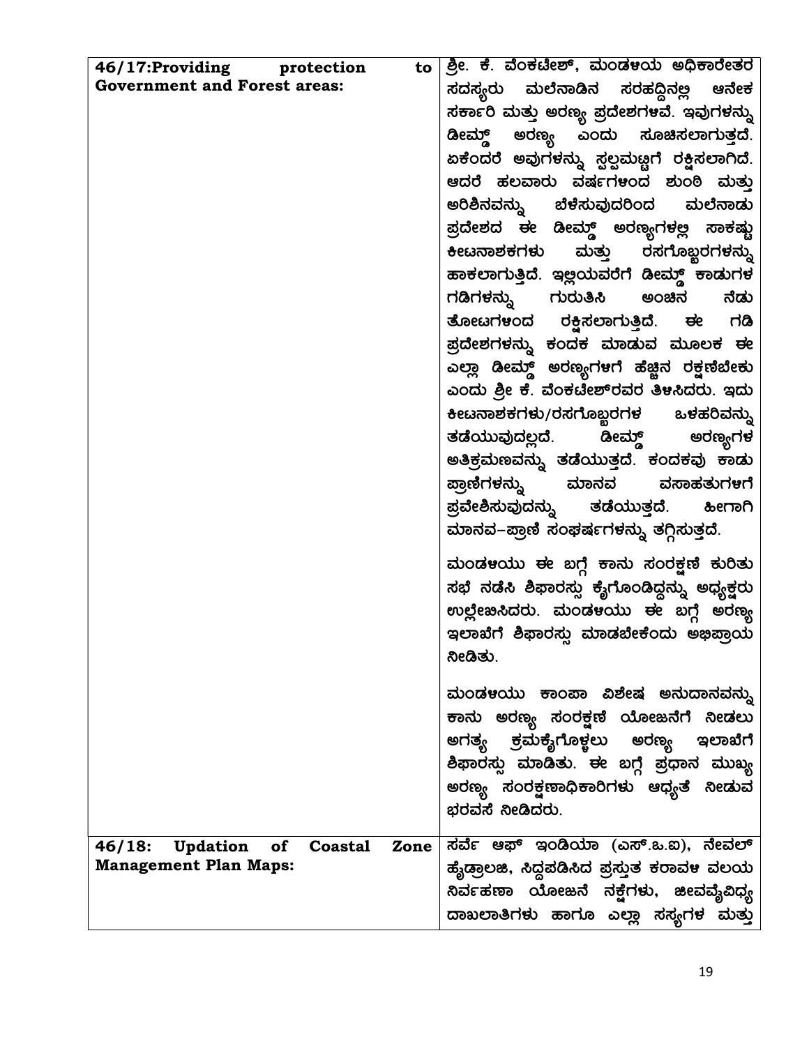| | |
|---|---|
| **46/17:Providing protection to Government and Forest areas:** | ಶ್ರೀ. ಕೆ. ವೆಂಕಟೇಶ್, ಮಂಡಳಿಯ ಅಧಿಕಾರೇತರ ಸದಸ್ಯರು ಮಲೆನಾಡಿನ ಸರಹದ್ದಿನಲ್ಲಿ ಅನೇಕ ಸರ್ಕಾರಿ ಮತ್ತು ಅರಣ್ಯ ಪ್ರದೇಶಗಳಿವೆ. ಇವುಗಳನ್ನು ಡೀಮ್ಡ್ ಅರಣ್ಯ ಎಂದು ಸೂಚಿಸಲಾಗುತ್ತದೆ. ಏಕೆಂದರೆ ಅವುಗಳನ್ನು ಸ್ವಲ್ಪಮಟ್ಟಿಗೆ ರಕ್ಷಿಸಲಾಗಿದೆ. ಆದರೆ ಹಲವಾರು ವರ್ಷಗಳಿಂದ ಶುಂಠಿ ಮತ್ತು ಅರಿಶಿನವನ್ನು ಬೆಳೆಸುವುದರಿಂದ ಮಲೆನಾಡು ಪ್ರದೇಶದ ಈ ಡೀಮ್ಡ್ ಅರಣ್ಯಗಳಲ್ಲಿ ಸಾಕಷ್ಟು ಕೀಟನಾಶಕಗಳು ಮತ್ತು ರಸಗೊಬ್ಬರಗಳನ್ನು ಹಾಕಲಾಗುತ್ತಿದೆ. ಇಲ್ಲಿಯವರೆಗೆ ಡೀಮ್ಡ್ ಕಾಡುಗಳ ಗಡಿಗಳನ್ನು ಗುರುತಿಸಿ ಅಂಚಿನ ನೆಡು ತೋಟಗಳಿಂದ ರಕ್ಷಿಸಲಾಗುತ್ತಿದೆ. ಈ ಗಡಿ ಪ್ರದೇಶಗಳನ್ನು ಕಂದಕ ಮಾಡುವ ಮೂಲಕ ಈ ಎಲ್ಲಾ ಡೀಮ್ಡ್ ಅರಣ್ಯಗಳಿಗೆ ಹೆಚ್ಚಿನ ರಕ್ಷಣೆಬೇಕು ಎಂದು ಶ್ರೀ ಕೆ. ವೆಂಕಟೇಶ್‌ರವರ ತಿಳಿಸಿದರು. ಇದು ಕೀಟನಾಶಕಗಳು/ರಸಗೊಬ್ಬರಗಳ ಒಳಹರಿವನ್ನು ತಡೆಯುವುದಲ್ಲದೆ. ಡೀಮ್ಡ್ ಅರಣ್ಯಗಳ ಅತಿಕ್ರಮಣವನ್ನು ತಡೆಯುತ್ತದೆ. ಕಂದಕವು ಕಾಡು ಪ್ರಾಣಿಗಳನ್ನು ಮಾನವ ವಸಾಹತುಗಳಿಗೆ ಪ್ರವೇಶಿಸುವುದನ್ನು ತಡೆಯುತ್ತದೆ. ಹೀಗಾಗಿ ಮಾನವ–ಪ್ರಾಣಿ ಸಂಘರ್ಷಗಳನ್ನು ತಗ್ಗಿಸುತ್ತದೆ.<br><br>ಮಂಡಳಿಯು ಈ ಬಗ್ಗೆ ಕಾನು ಸಂರಕ್ಷಣೆ ಕುರಿತು ಸಭೆ ನಡೆಸಿ ಶಿಫಾರಸ್ಸು ಕೈಗೊಂಡಿದ್ದನ್ನು ಅಧ್ಯಕ್ಷರು ಉಲ್ಲೇಖಿಸಿದರು. ಮಂಡಳಿಯು ಈ ಬಗ್ಗೆ ಅರಣ್ಯ ಇಲಾಖೆಗೆ ಶಿಫಾರಸ್ಸು ಮಾಡಬೇಕೆಂದು ಅಭಿಪ್ರಾಯ ನೀಡಿತು.<br><br>ಮಂಡಳಿಯು ಕಾಂಪಾ ವಿಶೇಷ ಅನುದಾನವನ್ನು ಕಾನು ಅರಣ್ಯ ಸಂರಕ್ಷಣೆ ಯೋಜನೆಗೆ ನೀಡಲು ಅಗತ್ಯ ಕ್ರಮಕೈಗೊಳ್ಳಲು ಅರಣ್ಯ ಇಲಾಖೆಗೆ ಶಿಫಾರಸ್ಸು ಮಾಡಿತು. ಈ ಬಗ್ಗೆ ಪ್ರಧಾನ ಮುಖ್ಯ ಅರಣ್ಯ ಸಂರಕ್ಷಣಾಧಿಕಾರಿಗಳು ಆಧ್ಯತೆ ನೀಡುವ ಭರವಸೆ ನೀಡಿದರು. |
| **46/18: Updation of Coastal Zone Management Plan Maps:** | ಸರ್ವೆ ಆಫ್ ಇಂಡಿಯಾ (ಎಸ್.ಒ.ಐ), ನೇವಲ್ ಹೈಡ್ರಾಲಜಿ, ಸಿದ್ದಪಡಿಸಿದ ಪ್ರಸ್ತುತ ಕರಾವಳಿ ವಲಯ ನಿರ್ವಹಣಾ ಯೋಜನೆ ನಕ್ಷೆಗಳು, ಜೀವವೈವಿಧ್ಯ ದಾಖಲಾತಿಗಳು ಹಾಗೂ ಎಲ್ಲಾ ಸಸ್ಯಗಳ ಮತ್ತು |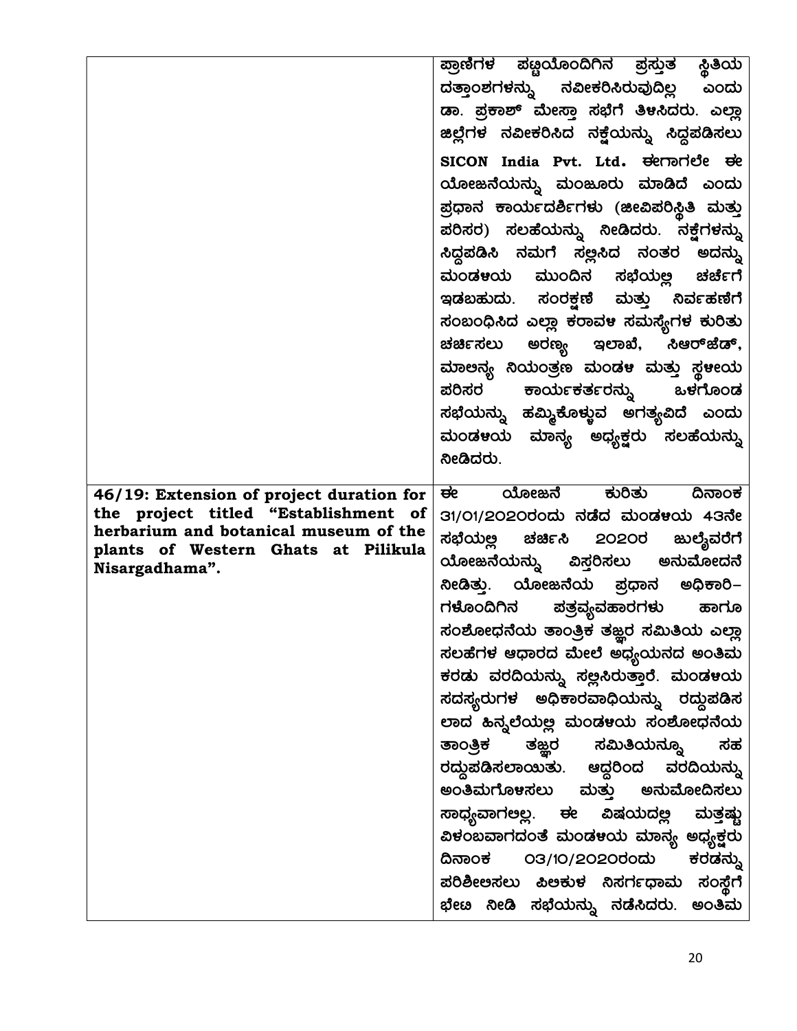| | |
|---|---|
| | ಪ್ರಾಣಿಗಳ ಪಟ್ಟಿಯೊಂದಿಗಿನ ಪ್ರಸ್ತುತ ಸ್ಥಿತಿಯ ದತ್ತಾಂಶಗಳನ್ನು ನವೀಕರಿಸಿರುವುದಿಲ್ಲ ಎಂದು ಡಾ. ಪ್ರಕಾಶ್ ಮೇಸ್ತಾ ಸಭೆಗೆ ತಿಳಿಸಿದರು. ಎಲ್ಲಾ ಜಿಲ್ಲೆಗಳ ನವೀಕರಿಸಿದ ನಕ್ಷೆಯನ್ನು ಸಿದ್ಧಪಡಿಸಲು **SICON India Pvt. Ltd.** ಈಗಾಗಲೇ ಈ ಯೋಜನೆಯನ್ನು ಮಂಜೂರು ಮಾಡಿದೆ ಎಂದು ಪ್ರಧಾನ ಕಾರ್ಯದರ್ಶಿಗಳು (ಜೀವಿಪರಿಸ್ಥಿತಿ ಮತ್ತು ಪರಿಸರ) ಸಲಹೆಯನ್ನು ನೀಡಿದರು. ನಕ್ಷೆಗಳನ್ನು ಸಿದ್ಧಪಡಿಸಿ ನಮಗೆ ಸಲ್ಲಿಸಿದ ನಂತರ ಅದನ್ನು ಮಂಡಳಿಯ ಮುಂದಿನ ಸಭೆಯಲ್ಲಿ ಚರ್ಚೆಗೆ ಇಡಬಹುದು. ಸಂರಕ್ಷಣೆ ಮತ್ತು ನಿರ್ವಹಣೆಗೆ ಸಂಬಂಧಿಸಿದ ಎಲ್ಲಾ ಕರಾವಳಿ ಸಮಸ್ಯೆಗಳ ಕುರಿತು ಚರ್ಚಿಸಲು ಅರಣ್ಯ ಇಲಾಖೆ, ಸಿಆರ್‌ಜೆಡ್, ಮಾಲಿನ್ಯ ನಿಯಂತ್ರಣ ಮಂಡಳಿ ಮತ್ತು ಸ್ಥಳೀಯ ಪರಿಸರ ಕಾರ್ಯಕರ್ತರನ್ನು ಒಳಗೊಂಡ ಸಭೆಯನ್ನು ಹಮ್ಮಿಕೊಳ್ಳುವ ಅಗತ್ಯವಿದೆ ಎಂದು ಮಂಡಳಿಯ ಮಾನ್ಯ ಅಧ್ಯಕ್ಷರು ಸಲಹೆಯನ್ನು ನೀಡಿದರು. |
| **46/19: Extension of project duration for the project titled "Establishment of herbarium and botanical museum of the plants of Western Ghats at Pilikula Nisargadhama".** | ಈ ಯೋಜನೆ ಕುರಿತು ದಿನಾಂಕ 31/01/2020ರಂದು ನಡೆದ ಮಂಡಳಿಯ 43ನೇ ಸಭೆಯಲ್ಲಿ ಚರ್ಚಿಸಿ 2020ರ ಜುಲೈವರೆಗೆ ಯೋಜನೆಯನ್ನು ವಿಸ್ತರಿಸಲು ಅನುಮೋದನೆ ನೀಡಿತ್ತು. ಯೋಜನೆಯ ಪ್ರಧಾನ ಅಧಿಕಾರಿ–ಗಳೊಂದಿಗಿನ ಪತ್ರವ್ಯವಹಾರಗಳು ಹಾಗೂ ಸಂಶೋಧನೆಯ ತಾಂತ್ರಿಕ ತಜ್ಞರ ಸಮಿತಿಯ ಎಲ್ಲಾ ಸಲಹೆಗಳ ಆಧಾರದ ಮೇಲೆ ಅಧ್ಯಯನದ ಅಂತಿಮ ಕರಡು ವರದಿಯನ್ನು ಸಲ್ಲಿಸಿರುತ್ತಾರೆ. ಮಂಡಳಿಯ ಸದಸ್ಯರುಗಳ ಅಧಿಕಾರವಾಧಿಯನ್ನು ರದ್ದುಪಡಿಸಲಾದ ಹಿನ್ನಲೆಯಲ್ಲಿ ಮಂಡಳಿಯ ಸಂಶೋಧನೆಯ ತಾಂತ್ರಿಕ ತಜ್ಞರ ಸಮಿತಿಯನ್ನೂ ಸಹ ರದ್ದುಪಡಿಸಲಾಯಿತು. ಆದ್ದರಿಂದ ವರದಿಯನ್ನು ಅಂತಿಮಗೊಳಿಸಲು ಮತ್ತು ಅನುಮೋದಿಸಲು ಸಾಧ್ಯವಾಗಲಿಲ್ಲ. ಈ ವಿಷಯದಲ್ಲಿ ಮತ್ತಷ್ಟು ವಿಳಂಬವಾಗದಂತೆ ಮಂಡಳಿಯ ಮಾನ್ಯ ಅಧ್ಯಕ್ಷರು ದಿನಾಂಕ 03/10/2020ರಂದು ಕರಡನ್ನು ಪರಿಶೀಲಿಸಲು ಪಿಲಿಕುಳ ನಿಸರ್ಗಧಾಮ ಸಂಸ್ಥೆಗೆ ಭೇಟಿ ನೀಡಿ ಸಭೆಯನ್ನು ನಡೆಸಿದರು. ಅಂತಿಮ |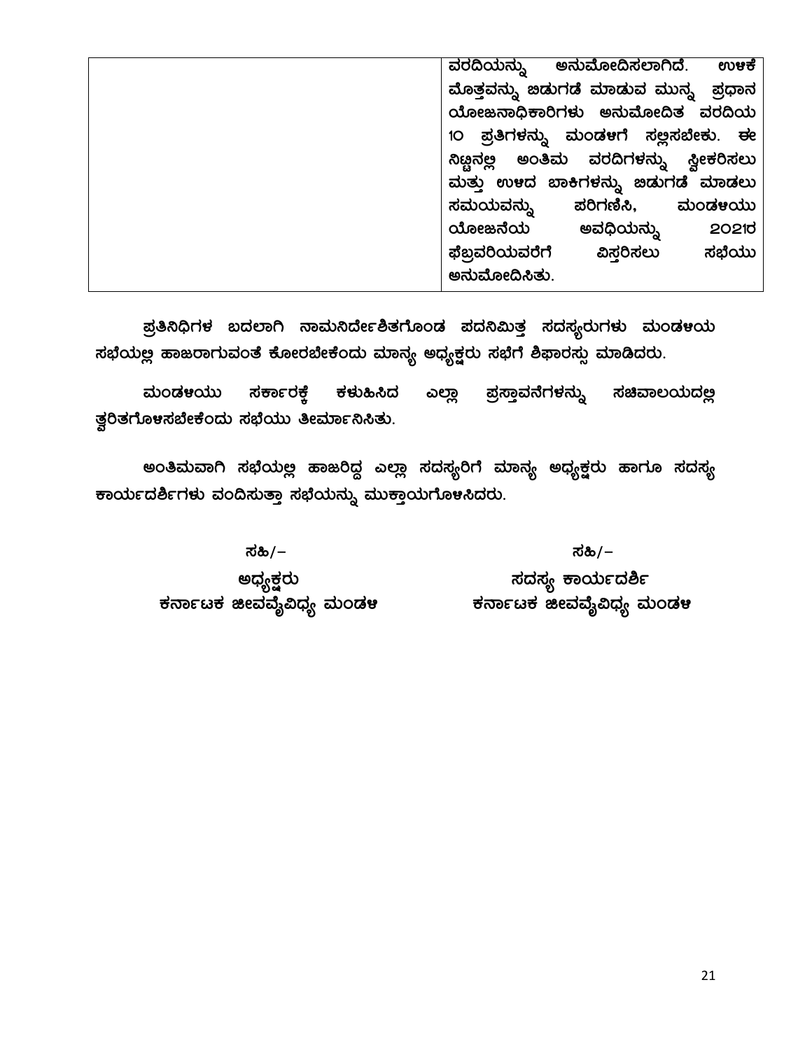| | |
|---|---|
| | ವರದಿಯನ್ನು ಅನುಮೋದಿಸಲಾಗಿದೆ. ಉಳಿಕೆ ಮೊತ್ತವನ್ನು ಬಿಡುಗಡೆ ಮಾಡುವ ಮುನ್ನ ಪ್ರಧಾನ ಯೋಜನಾಧಿಕಾರಿಗಳು ಅನುಮೋದಿತ ವರದಿಯ 10 ಪ್ರತಿಗಳನ್ನು ಮಂಡಳಿಗೆ ಸಲ್ಲಿಸಬೇಕು. ಈ ನಿಟ್ಟಿನಲ್ಲಿ ಅಂತಿಮ ವರದಿಗಳನ್ನು ಸ್ವೀಕರಿಸಲು ಮತ್ತು ಉಳಿದ ಬಾಕಿಗಳನ್ನು ಬಿಡುಗಡೆ ಮಾಡಲು ಸಮಯವನ್ನು ಪರಿಗಣಿಸಿ, ಮಂಡಳಿಯು ಯೋಜನೆಯ ಅವಧಿಯನ್ನು 2021ರ ಫೆಬ್ರವರಿಯವರೆಗೆ ವಿಸ್ತರಿಸಲು ಸಭೆಯು ಅನುಮೋದಿಸಿತು. |

ಪ್ರತಿನಿಧಿಗಳ ಬದಲಾಗಿ ನಾಮನಿರ್ದೇಶಿತಗೊಂಡ ಪದನಿಮಿತ್ತ ಸದಸ್ಯರುಗಳು ಮಂಡಳಿಯ ಸಭೆಯಲ್ಲಿ ಹಾಜರಾಗುವಂತೆ ಕೋರಬೇಕೆಂದು ಮಾನ್ಯ ಅಧ್ಯಕ್ಷರು ಸಭೆಗೆ ಶಿಫಾರಸ್ಸು ಮಾಡಿದರು.

ಮಂಡಳಿಯು ಸರ್ಕಾರಕ್ಕೆ ಕಳುಹಿಸಿದ ಎಲ್ಲಾ ಪ್ರಸ್ತಾವನೆಗಳನ್ನು ಸಚಿವಾಲಯದಲ್ಲಿ ತ್ವರಿತಗೊಳಿಸಬೇಕೆಂದು ಸಭೆಯು ತೀರ್ಮಾನಿಸಿತು.

ಅಂತಿಮವಾಗಿ ಸಭೆಯಲ್ಲಿ ಹಾಜರಿದ್ದ ಎಲ್ಲಾ ಸದಸ್ಯರಿಗೆ ಮಾನ್ಯ ಅಧ್ಯಕ್ಷರು ಹಾಗೂ ಸದಸ್ಯ ಕಾರ್ಯದರ್ಶಿಗಳು ವಂದಿಸುತ್ತಾ ಸಭೆಯನ್ನು ಮುಕ್ತಾಯಗೊಳಿಸಿದರು.

ಸಹಿ/–
**ಅಧ್ಯಕ್ಷರು**
**ಕರ್ನಾಟಕ ಜೀವವೈವಿಧ್ಯ ಮಂಡಳಿ**

ಸಹಿ/–
**ಸದಸ್ಯ ಕಾರ್ಯದರ್ಶಿ**
**ಕರ್ನಾಟಕ ಜೀವವೈವಿಧ್ಯ ಮಂಡಳಿ**